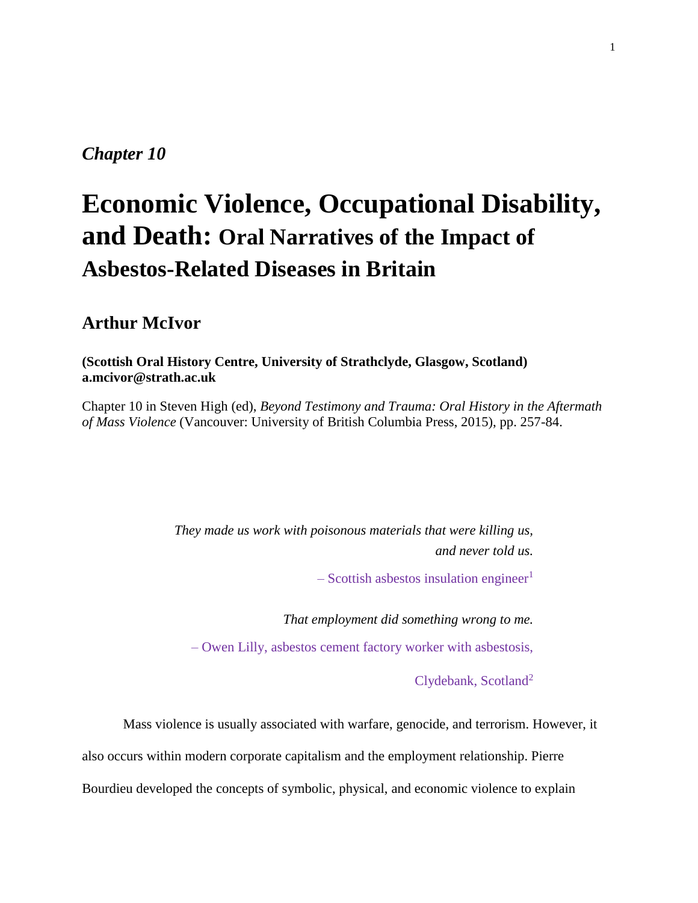*Chapter 10*

# Economic Violence, Occupational Disability, and Death: Oral Narratives of the Impact of Asbestos-Related Diseases in Britain

## Arthur McIvor

**(Scottish Oral History Centre, University of Strathclyde, Glasgow, Scotland) a.mcivor@strath.ac.uk**

Chapter 10 in Steven High (ed), *Beyond Testimony and Trauma: Oral History in the Aftermath of Mass Violence* (Vancouver: University of British Columbia Press, 2015), pp. 257-84.

> *They made us work with poisonous materials that were killing us, and never told us.*
>
> – Scottish asbestos insulation engineer[1]

> *That employment did something wrong to me.*
>
> – Owen Lilly, asbestos cement factory worker with asbestosis, Clydebank, Scotland[2]

Mass violence is usually associated with warfare, genocide, and terrorism. However, it also occurs within modern corporate capitalism and the employment relationship. Pierre Bourdieu developed the concepts of symbolic, physical, and economic violence to explain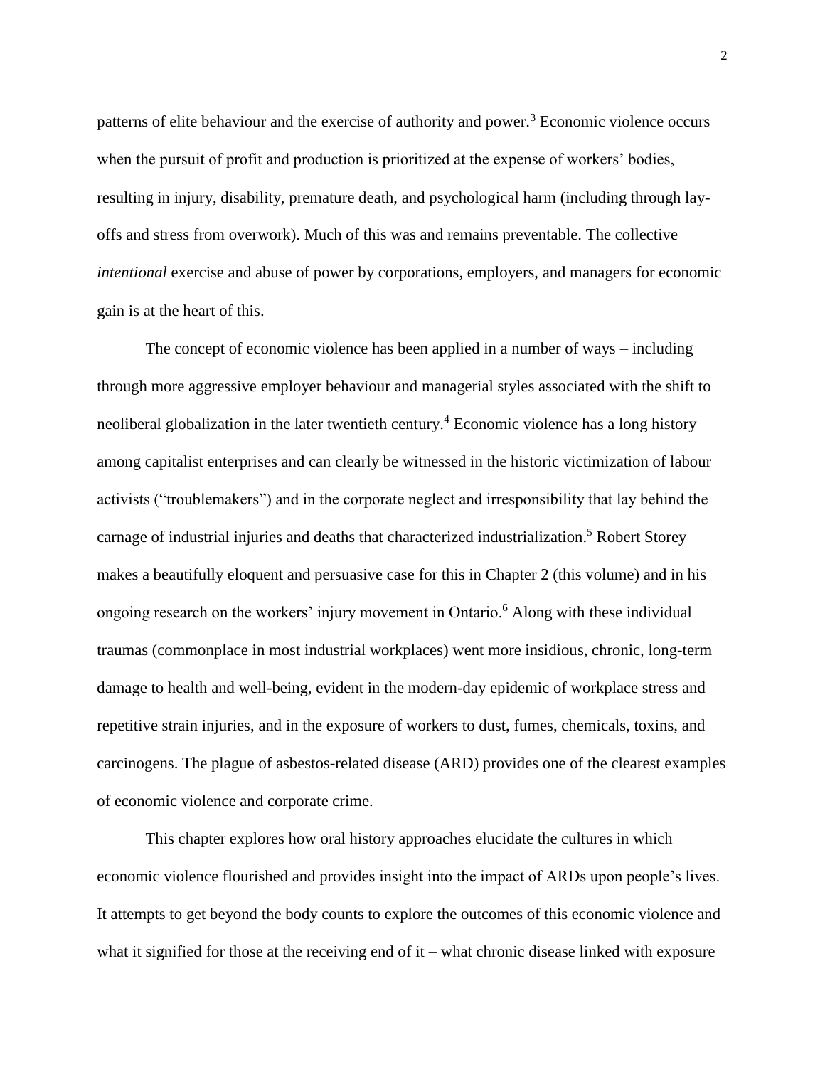patterns of elite behaviour and the exercise of authority and power.[3] Economic violence occurs when the pursuit of profit and production is prioritized at the expense of workers' bodies, resulting in injury, disability, premature death, and psychological harm (including through lay-offs and stress from overwork). Much of this was and remains preventable. The collective *intentional* exercise and abuse of power by corporations, employers, and managers for economic gain is at the heart of this.

The concept of economic violence has been applied in a number of ways – including through more aggressive employer behaviour and managerial styles associated with the shift to neoliberal globalization in the later twentieth century.[4] Economic violence has a long history among capitalist enterprises and can clearly be witnessed in the historic victimization of labour activists ("troublemakers") and in the corporate neglect and irresponsibility that lay behind the carnage of industrial injuries and deaths that characterized industrialization.[5] Robert Storey makes a beautifully eloquent and persuasive case for this in Chapter 2 (this volume) and in his ongoing research on the workers' injury movement in Ontario.[6] Along with these individual traumas (commonplace in most industrial workplaces) went more insidious, chronic, long-term damage to health and well-being, evident in the modern-day epidemic of workplace stress and repetitive strain injuries, and in the exposure of workers to dust, fumes, chemicals, toxins, and carcinogens. The plague of asbestos-related disease (ARD) provides one of the clearest examples of economic violence and corporate crime.

This chapter explores how oral history approaches elucidate the cultures in which economic violence flourished and provides insight into the impact of ARDs upon people's lives. It attempts to get beyond the body counts to explore the outcomes of this economic violence and what it signified for those at the receiving end of it – what chronic disease linked with exposure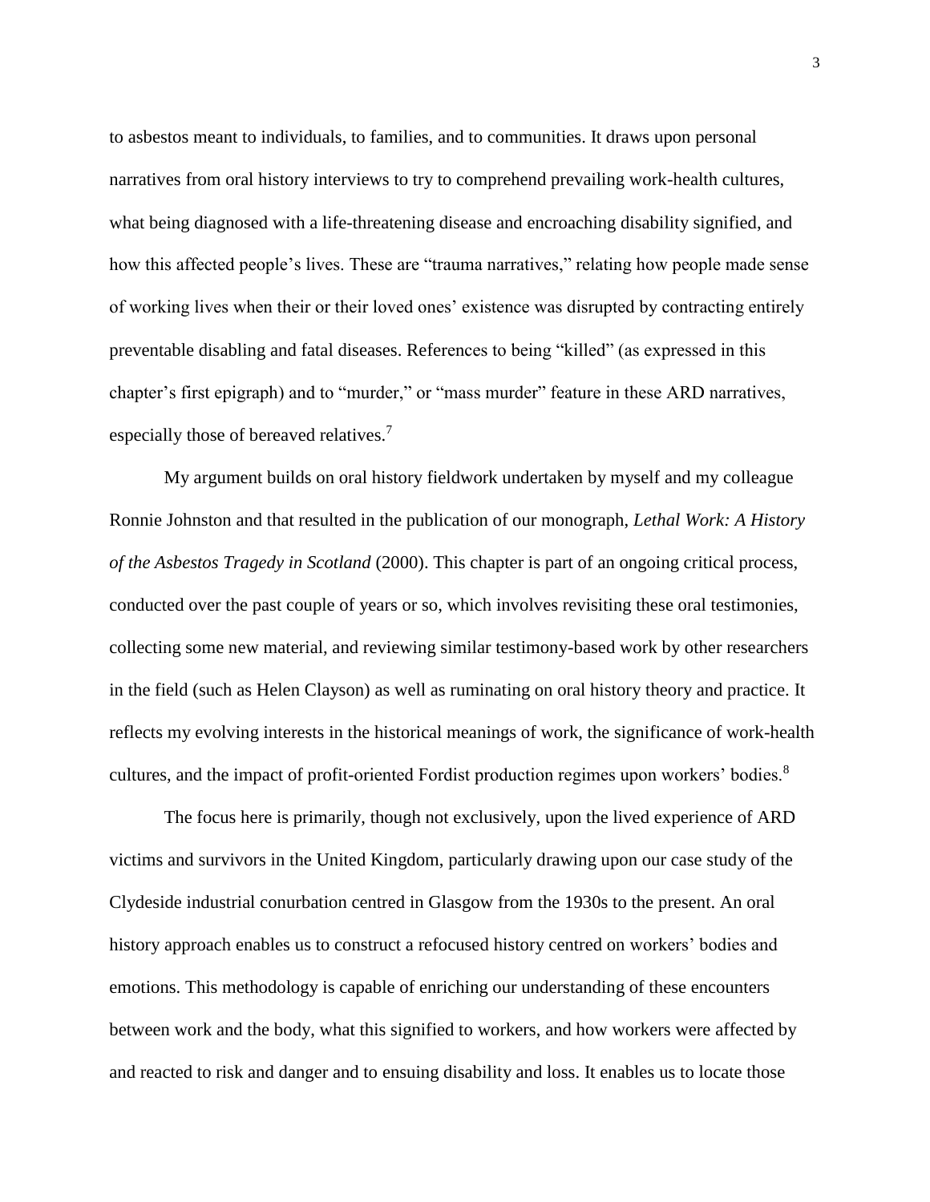to asbestos meant to individuals, to families, and to communities. It draws upon personal narratives from oral history interviews to try to comprehend prevailing work-health cultures, what being diagnosed with a life-threatening disease and encroaching disability signified, and how this affected people's lives. These are "trauma narratives," relating how people made sense of working lives when their or their loved ones' existence was disrupted by contracting entirely preventable disabling and fatal diseases. References to being "killed" (as expressed in this chapter's first epigraph) and to "murder," or "mass murder" feature in these ARD narratives, especially those of bereaved relatives.[7]

My argument builds on oral history fieldwork undertaken by myself and my colleague Ronnie Johnston and that resulted in the publication of our monograph, *Lethal Work: A History of the Asbestos Tragedy in Scotland* (2000). This chapter is part of an ongoing critical process, conducted over the past couple of years or so, which involves revisiting these oral testimonies, collecting some new material, and reviewing similar testimony-based work by other researchers in the field (such as Helen Clayson) as well as ruminating on oral history theory and practice. It reflects my evolving interests in the historical meanings of work, the significance of work-health cultures, and the impact of profit-oriented Fordist production regimes upon workers' bodies.[8]

The focus here is primarily, though not exclusively, upon the lived experience of ARD victims and survivors in the United Kingdom, particularly drawing upon our case study of the Clydeside industrial conurbation centred in Glasgow from the 1930s to the present. An oral history approach enables us to construct a refocused history centred on workers' bodies and emotions. This methodology is capable of enriching our understanding of these encounters between work and the body, what this signified to workers, and how workers were affected by and reacted to risk and danger and to ensuing disability and loss. It enables us to locate those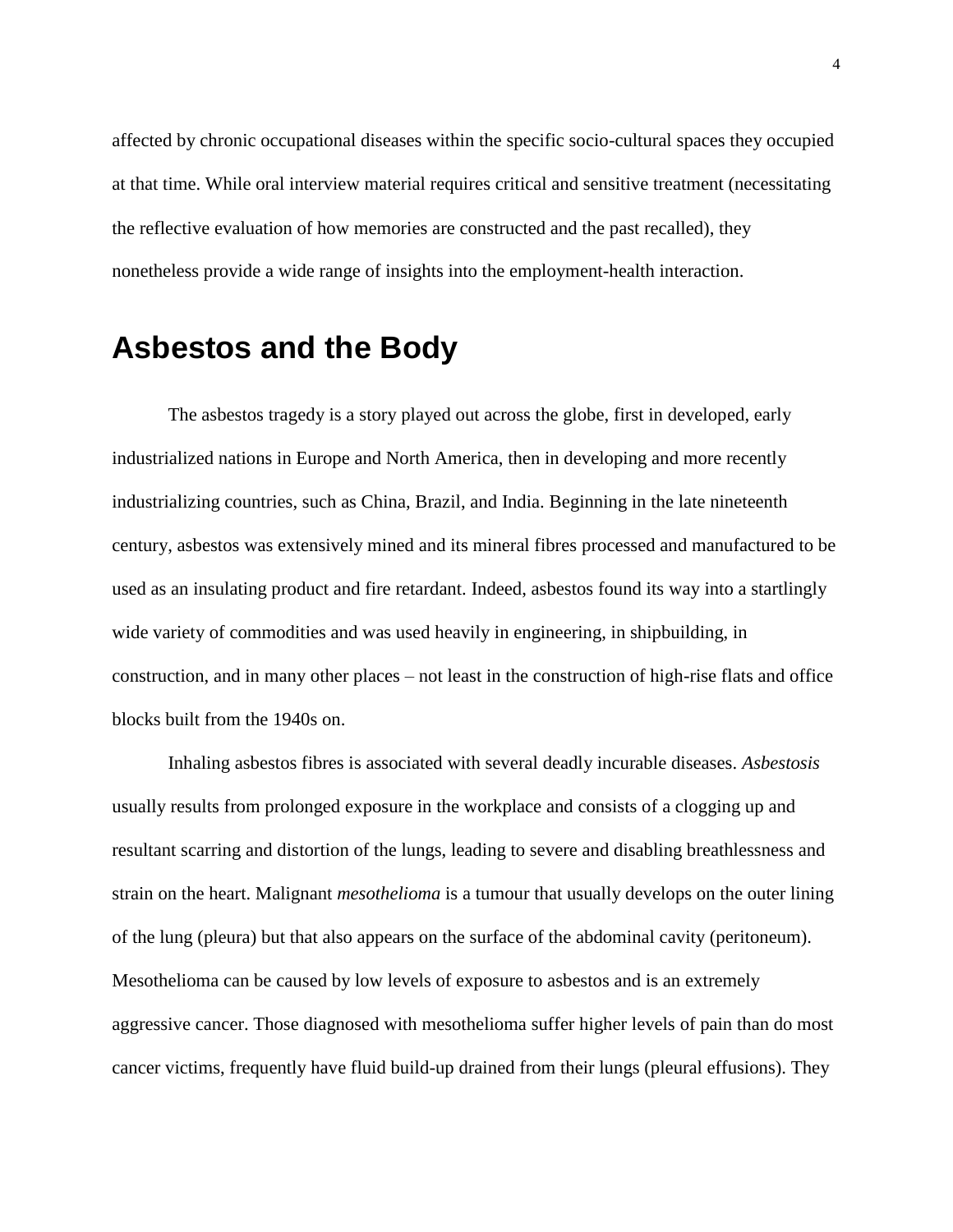affected by chronic occupational diseases within the specific socio-cultural spaces they occupied at that time. While oral interview material requires critical and sensitive treatment (necessitating the reflective evaluation of how memories are constructed and the past recalled), they nonetheless provide a wide range of insights into the employment-health interaction.

## Asbestos and the Body

The asbestos tragedy is a story played out across the globe, first in developed, early industrialized nations in Europe and North America, then in developing and more recently industrializing countries, such as China, Brazil, and India. Beginning in the late nineteenth century, asbestos was extensively mined and its mineral fibres processed and manufactured to be used as an insulating product and fire retardant. Indeed, asbestos found its way into a startlingly wide variety of commodities and was used heavily in engineering, in shipbuilding, in construction, and in many other places – not least in the construction of high-rise flats and office blocks built from the 1940s on.

Inhaling asbestos fibres is associated with several deadly incurable diseases. *Asbestosis* usually results from prolonged exposure in the workplace and consists of a clogging up and resultant scarring and distortion of the lungs, leading to severe and disabling breathlessness and strain on the heart. Malignant *mesothelioma* is a tumour that usually develops on the outer lining of the lung (pleura) but that also appears on the surface of the abdominal cavity (peritoneum). Mesothelioma can be caused by low levels of exposure to asbestos and is an extremely aggressive cancer. Those diagnosed with mesothelioma suffer higher levels of pain than do most cancer victims, frequently have fluid build-up drained from their lungs (pleural effusions). They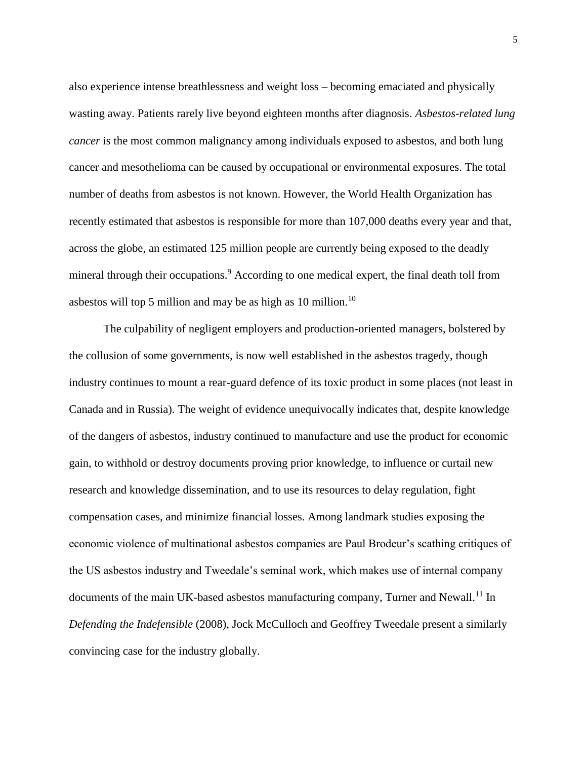also experience intense breathlessness and weight loss – becoming emaciated and physically wasting away. Patients rarely live beyond eighteen months after diagnosis. *Asbestos-related lung cancer* is the most common malignancy among individuals exposed to asbestos, and both lung cancer and mesothelioma can be caused by occupational or environmental exposures. The total number of deaths from asbestos is not known. However, the World Health Organization has recently estimated that asbestos is responsible for more than 107,000 deaths every year and that, across the globe, an estimated 125 million people are currently being exposed to the deadly mineral through their occupations.[9] According to one medical expert, the final death toll from asbestos will top 5 million and may be as high as 10 million.[10]

The culpability of negligent employers and production-oriented managers, bolstered by the collusion of some governments, is now well established in the asbestos tragedy, though industry continues to mount a rear-guard defence of its toxic product in some places (not least in Canada and in Russia). The weight of evidence unequivocally indicates that, despite knowledge of the dangers of asbestos, industry continued to manufacture and use the product for economic gain, to withhold or destroy documents proving prior knowledge, to influence or curtail new research and knowledge dissemination, and to use its resources to delay regulation, fight compensation cases, and minimize financial losses. Among landmark studies exposing the economic violence of multinational asbestos companies are Paul Brodeur's scathing critiques of the US asbestos industry and Tweedale's seminal work, which makes use of internal company documents of the main UK-based asbestos manufacturing company, Turner and Newall.[11] In *Defending the Indefensible* (2008), Jock McCulloch and Geoffrey Tweedale present a similarly convincing case for the industry globally.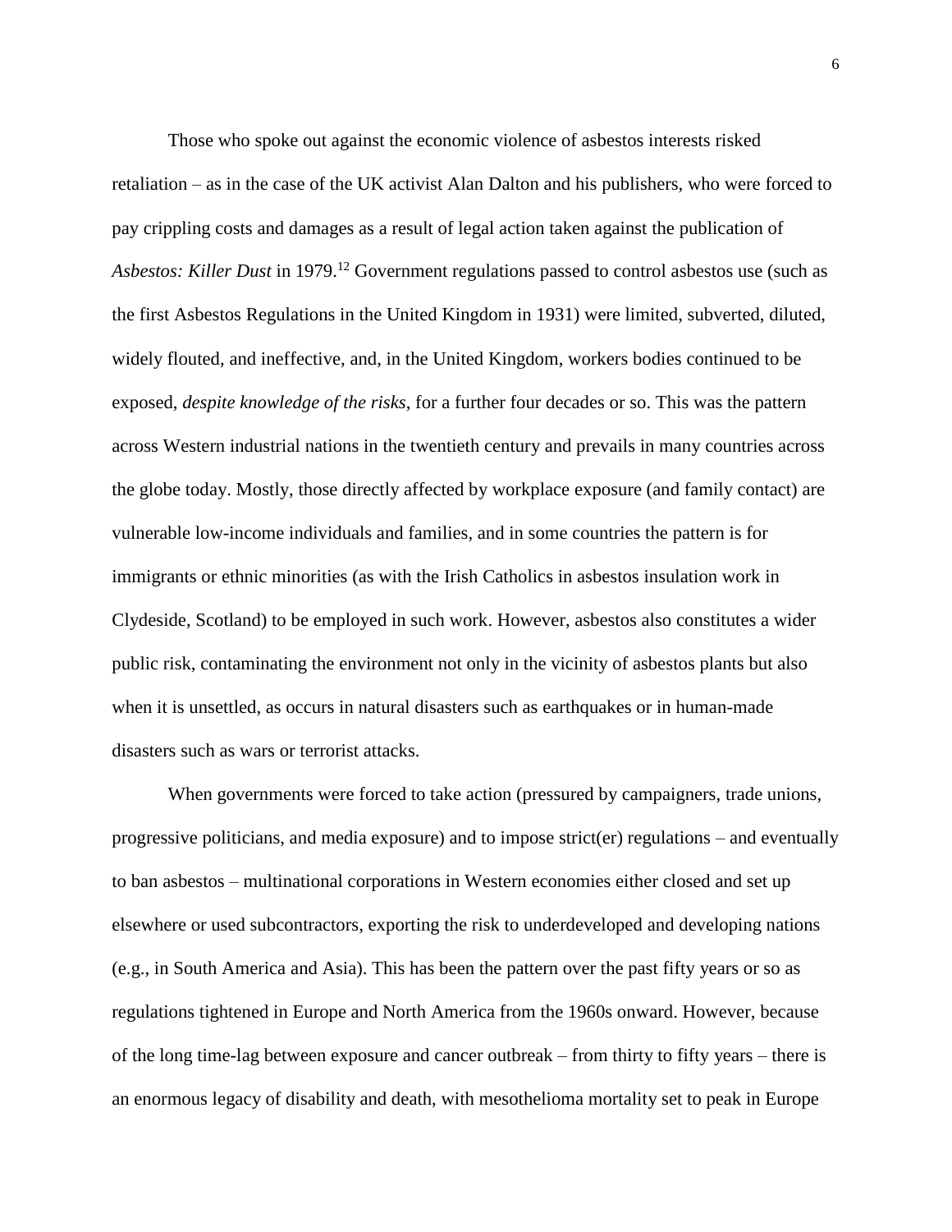Those who spoke out against the economic violence of asbestos interests risked retaliation – as in the case of the UK activist Alan Dalton and his publishers, who were forced to pay crippling costs and damages as a result of legal action taken against the publication of *Asbestos: Killer Dust* in 1979.[12] Government regulations passed to control asbestos use (such as the first Asbestos Regulations in the United Kingdom in 1931) were limited, subverted, diluted, widely flouted, and ineffective, and, in the United Kingdom, workers bodies continued to be exposed, *despite knowledge of the risks*, for a further four decades or so. This was the pattern across Western industrial nations in the twentieth century and prevails in many countries across the globe today. Mostly, those directly affected by workplace exposure (and family contact) are vulnerable low-income individuals and families, and in some countries the pattern is for immigrants or ethnic minorities (as with the Irish Catholics in asbestos insulation work in Clydeside, Scotland) to be employed in such work. However, asbestos also constitutes a wider public risk, contaminating the environment not only in the vicinity of asbestos plants but also when it is unsettled, as occurs in natural disasters such as earthquakes or in human-made disasters such as wars or terrorist attacks.

When governments were forced to take action (pressured by campaigners, trade unions, progressive politicians, and media exposure) and to impose strict(er) regulations – and eventually to ban asbestos – multinational corporations in Western economies either closed and set up elsewhere or used subcontractors, exporting the risk to underdeveloped and developing nations (e.g., in South America and Asia). This has been the pattern over the past fifty years or so as regulations tightened in Europe and North America from the 1960s onward. However, because of the long time-lag between exposure and cancer outbreak – from thirty to fifty years – there is an enormous legacy of disability and death, with mesothelioma mortality set to peak in Europe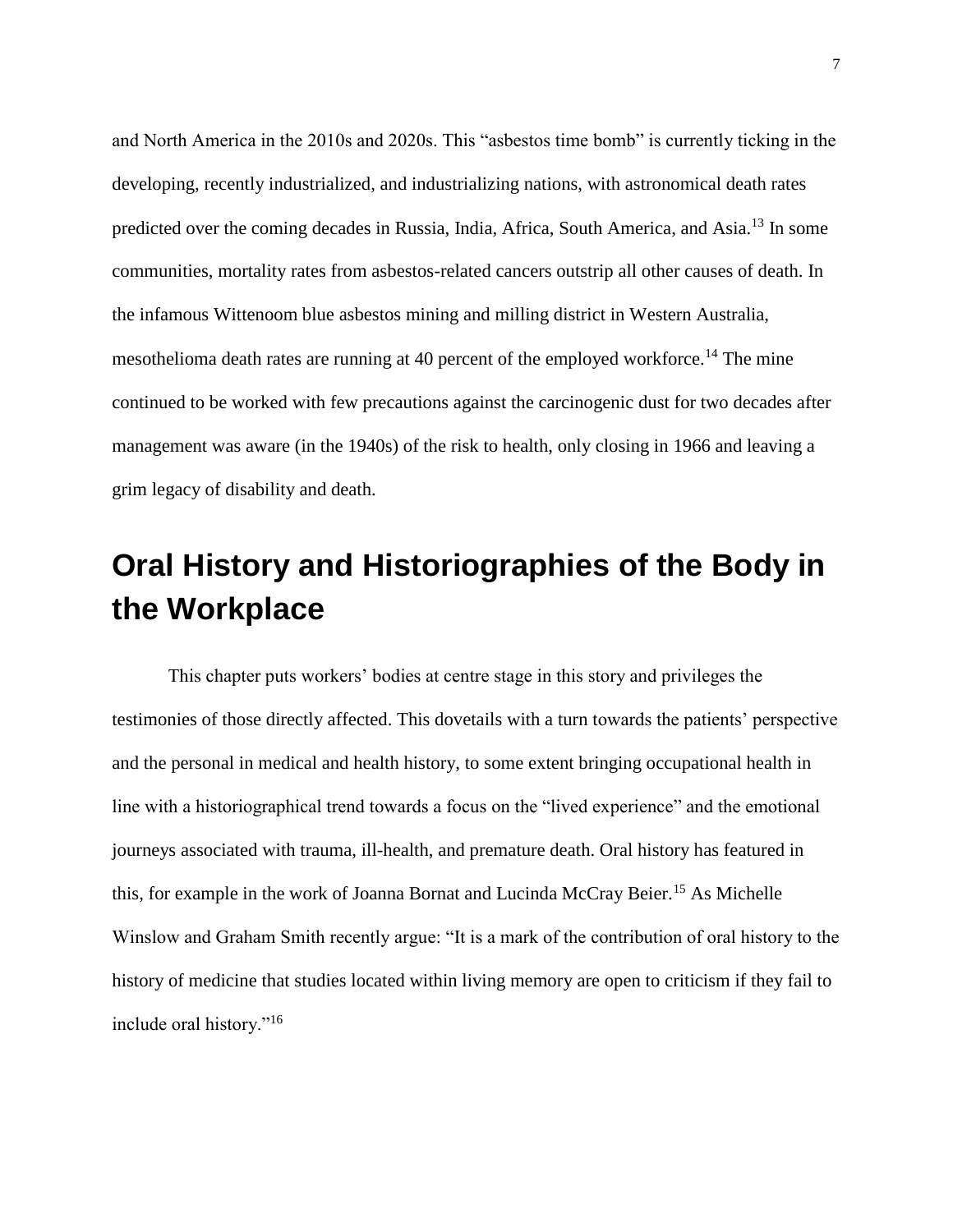and North America in the 2010s and 2020s. This "asbestos time bomb" is currently ticking in the developing, recently industrialized, and industrializing nations, with astronomical death rates predicted over the coming decades in Russia, India, Africa, South America, and Asia.[13] In some communities, mortality rates from asbestos-related cancers outstrip all other causes of death. In the infamous Wittenoom blue asbestos mining and milling district in Western Australia, mesothelioma death rates are running at 40 percent of the employed workforce.[14] The mine continued to be worked with few precautions against the carcinogenic dust for two decades after management was aware (in the 1940s) of the risk to health, only closing in 1966 and leaving a grim legacy of disability and death.

## Oral History and Historiographies of the Body in the Workplace

This chapter puts workers' bodies at centre stage in this story and privileges the testimonies of those directly affected. This dovetails with a turn towards the patients' perspective and the personal in medical and health history, to some extent bringing occupational health in line with a historiographical trend towards a focus on the "lived experience" and the emotional journeys associated with trauma, ill-health, and premature death. Oral history has featured in this, for example in the work of Joanna Bornat and Lucinda McCray Beier.[15] As Michelle Winslow and Graham Smith recently argue: "It is a mark of the contribution of oral history to the history of medicine that studies located within living memory are open to criticism if they fail to include oral history."[16]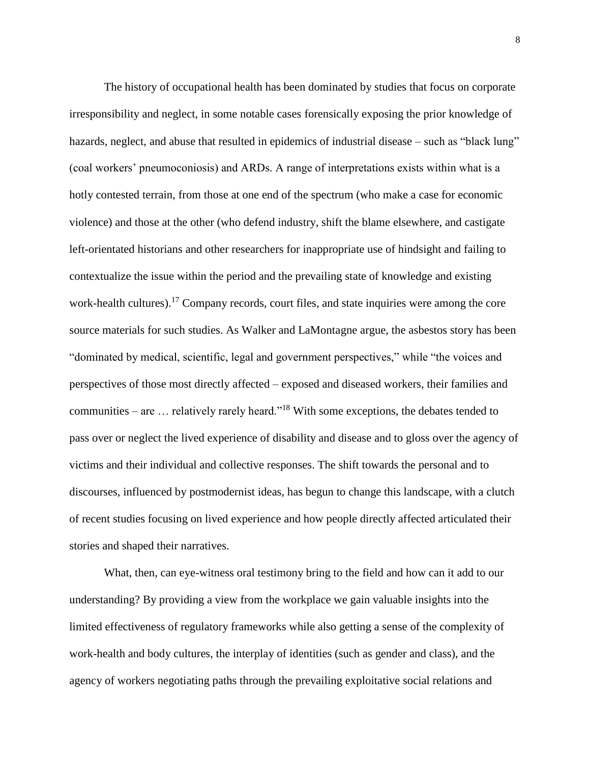The history of occupational health has been dominated by studies that focus on corporate irresponsibility and neglect, in some notable cases forensically exposing the prior knowledge of hazards, neglect, and abuse that resulted in epidemics of industrial disease – such as "black lung" (coal workers' pneumoconiosis) and ARDs. A range of interpretations exists within what is a hotly contested terrain, from those at one end of the spectrum (who make a case for economic violence) and those at the other (who defend industry, shift the blame elsewhere, and castigate left-orientated historians and other researchers for inappropriate use of hindsight and failing to contextualize the issue within the period and the prevailing state of knowledge and existing work-health cultures).[17] Company records, court files, and state inquiries were among the core source materials for such studies. As Walker and LaMontagne argue, the asbestos story has been "dominated by medical, scientific, legal and government perspectives," while "the voices and perspectives of those most directly affected – exposed and diseased workers, their families and communities – are … relatively rarely heard."[18] With some exceptions, the debates tended to pass over or neglect the lived experience of disability and disease and to gloss over the agency of victims and their individual and collective responses. The shift towards the personal and to discourses, influenced by postmodernist ideas, has begun to change this landscape, with a clutch of recent studies focusing on lived experience and how people directly affected articulated their stories and shaped their narratives.

What, then, can eye-witness oral testimony bring to the field and how can it add to our understanding? By providing a view from the workplace we gain valuable insights into the limited effectiveness of regulatory frameworks while also getting a sense of the complexity of work-health and body cultures, the interplay of identities (such as gender and class), and the agency of workers negotiating paths through the prevailing exploitative social relations and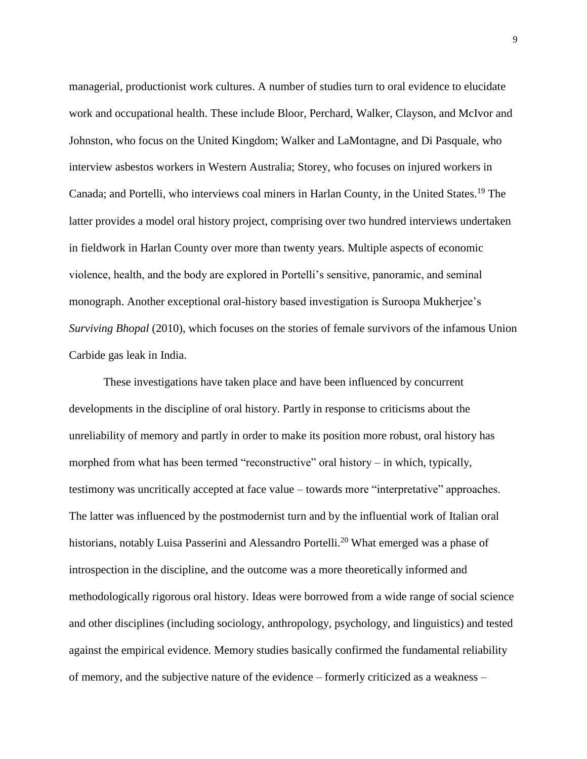managerial, productionist work cultures. A number of studies turn to oral evidence to elucidate work and occupational health. These include Bloor, Perchard, Walker, Clayson, and McIvor and Johnston, who focus on the United Kingdom; Walker and LaMontagne, and Di Pasquale, who interview asbestos workers in Western Australia; Storey, who focuses on injured workers in Canada; and Portelli, who interviews coal miners in Harlan County, in the United States.[19] The latter provides a model oral history project, comprising over two hundred interviews undertaken in fieldwork in Harlan County over more than twenty years. Multiple aspects of economic violence, health, and the body are explored in Portelli's sensitive, panoramic, and seminal monograph. Another exceptional oral-history based investigation is Suroopa Mukherjee's *Surviving Bhopal* (2010), which focuses on the stories of female survivors of the infamous Union Carbide gas leak in India.

These investigations have taken place and have been influenced by concurrent developments in the discipline of oral history. Partly in response to criticisms about the unreliability of memory and partly in order to make its position more robust, oral history has morphed from what has been termed "reconstructive" oral history – in which, typically, testimony was uncritically accepted at face value – towards more "interpretative" approaches. The latter was influenced by the postmodernist turn and by the influential work of Italian oral historians, notably Luisa Passerini and Alessandro Portelli.[20] What emerged was a phase of introspection in the discipline, and the outcome was a more theoretically informed and methodologically rigorous oral history. Ideas were borrowed from a wide range of social science and other disciplines (including sociology, anthropology, psychology, and linguistics) and tested against the empirical evidence. Memory studies basically confirmed the fundamental reliability of memory, and the subjective nature of the evidence – formerly criticized as a weakness –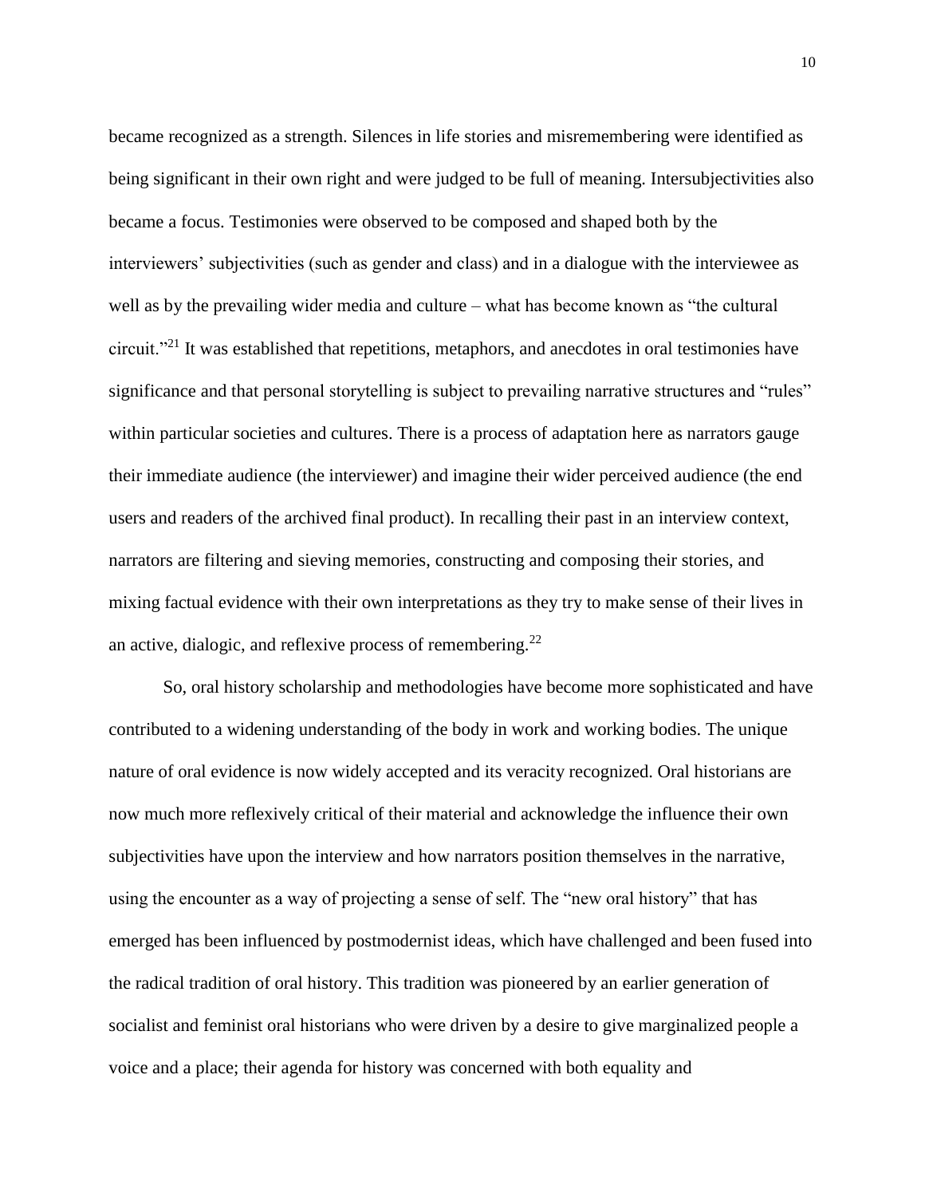became recognized as a strength. Silences in life stories and misremembering were identified as being significant in their own right and were judged to be full of meaning. Intersubjectivities also became a focus. Testimonies were observed to be composed and shaped both by the interviewers' subjectivities (such as gender and class) and in a dialogue with the interviewee as well as by the prevailing wider media and culture – what has become known as "the cultural circuit."[21] It was established that repetitions, metaphors, and anecdotes in oral testimonies have significance and that personal storytelling is subject to prevailing narrative structures and "rules" within particular societies and cultures. There is a process of adaptation here as narrators gauge their immediate audience (the interviewer) and imagine their wider perceived audience (the end users and readers of the archived final product). In recalling their past in an interview context, narrators are filtering and sieving memories, constructing and composing their stories, and mixing factual evidence with their own interpretations as they try to make sense of their lives in an active, dialogic, and reflexive process of remembering.[22]

So, oral history scholarship and methodologies have become more sophisticated and have contributed to a widening understanding of the body in work and working bodies. The unique nature of oral evidence is now widely accepted and its veracity recognized. Oral historians are now much more reflexively critical of their material and acknowledge the influence their own subjectivities have upon the interview and how narrators position themselves in the narrative, using the encounter as a way of projecting a sense of self. The "new oral history" that has emerged has been influenced by postmodernist ideas, which have challenged and been fused into the radical tradition of oral history. This tradition was pioneered by an earlier generation of socialist and feminist oral historians who were driven by a desire to give marginalized people a voice and a place; their agenda for history was concerned with both equality and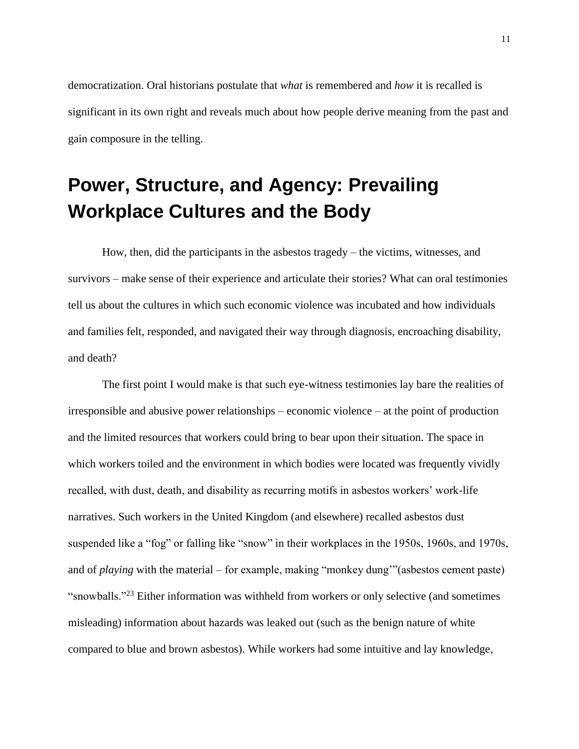democratization. Oral historians postulate that *what* is remembered and *how* it is recalled is significant in its own right and reveals much about how people derive meaning from the past and gain composure in the telling.

## Power, Structure, and Agency: Prevailing Workplace Cultures and the Body

How, then, did the participants in the asbestos tragedy – the victims, witnesses, and survivors – make sense of their experience and articulate their stories? What can oral testimonies tell us about the cultures in which such economic violence was incubated and how individuals and families felt, responded, and navigated their way through diagnosis, encroaching disability, and death?

The first point I would make is that such eye-witness testimonies lay bare the realities of irresponsible and abusive power relationships – economic violence – at the point of production and the limited resources that workers could bring to bear upon their situation. The space in which workers toiled and the environment in which bodies were located was frequently vividly recalled, with dust, death, and disability as recurring motifs in asbestos workers' work-life narratives. Such workers in the United Kingdom (and elsewhere) recalled asbestos dust suspended like a "fog" or falling like "snow" in their workplaces in the 1950s, 1960s, and 1970s, and of *playing* with the material – for example, making "monkey dung'"(asbestos cement paste) "snowballs."[23] Either information was withheld from workers or only selective (and sometimes misleading) information about hazards was leaked out (such as the benign nature of white compared to blue and brown asbestos). While workers had some intuitive and lay knowledge,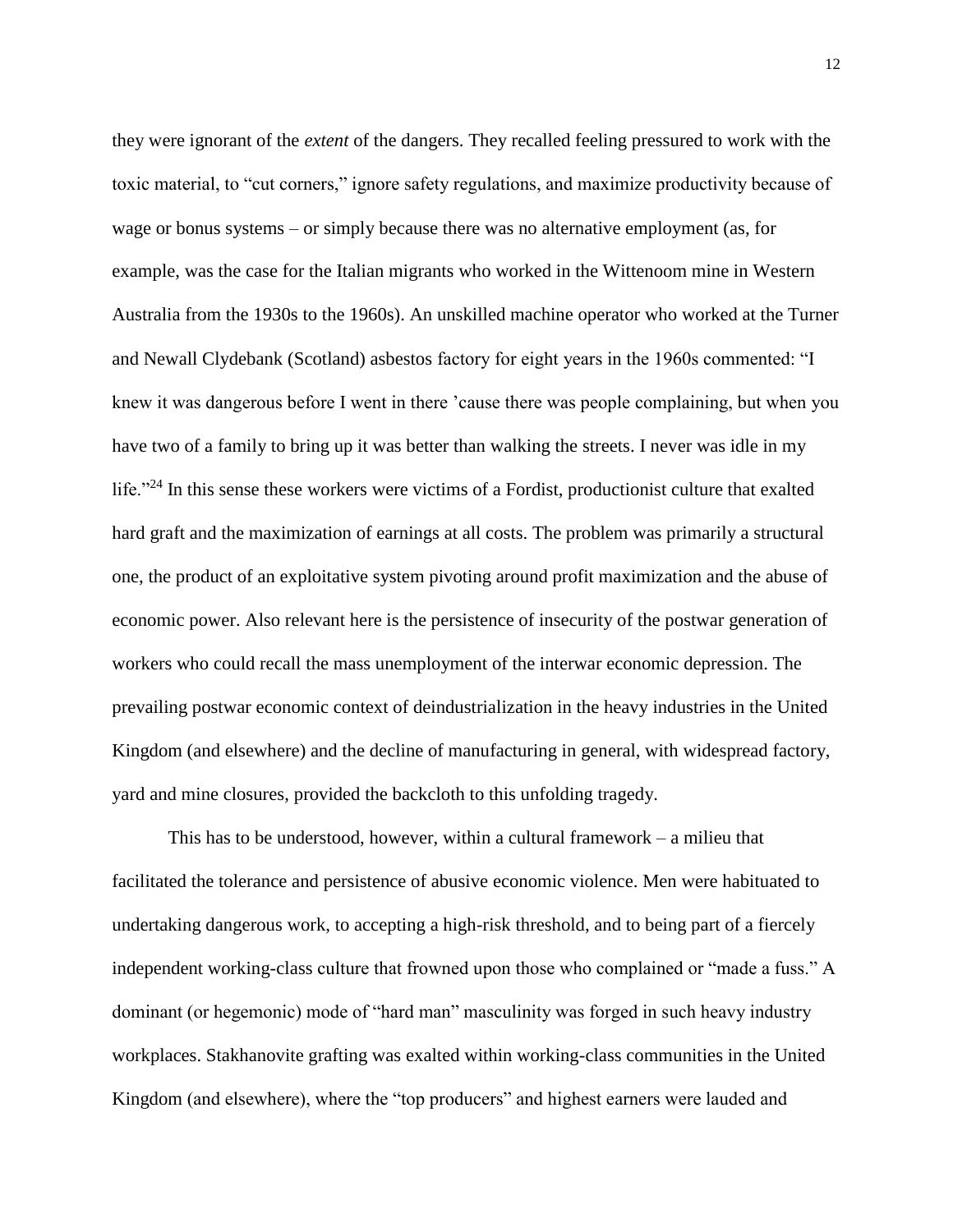they were ignorant of the *extent* of the dangers. They recalled feeling pressured to work with the toxic material, to "cut corners," ignore safety regulations, and maximize productivity because of wage or bonus systems – or simply because there was no alternative employment (as, for example, was the case for the Italian migrants who worked in the Wittenoom mine in Western Australia from the 1930s to the 1960s). An unskilled machine operator who worked at the Turner and Newall Clydebank (Scotland) asbestos factory for eight years in the 1960s commented: "I knew it was dangerous before I went in there 'cause there was people complaining, but when you have two of a family to bring up it was better than walking the streets. I never was idle in my life."[24] In this sense these workers were victims of a Fordist, productionist culture that exalted hard graft and the maximization of earnings at all costs. The problem was primarily a structural one, the product of an exploitative system pivoting around profit maximization and the abuse of economic power. Also relevant here is the persistence of insecurity of the postwar generation of workers who could recall the mass unemployment of the interwar economic depression. The prevailing postwar economic context of deindustrialization in the heavy industries in the United Kingdom (and elsewhere) and the decline of manufacturing in general, with widespread factory, yard and mine closures, provided the backcloth to this unfolding tragedy.

This has to be understood, however, within a cultural framework – a milieu that facilitated the tolerance and persistence of abusive economic violence. Men were habituated to undertaking dangerous work, to accepting a high-risk threshold, and to being part of a fiercely independent working-class culture that frowned upon those who complained or "made a fuss." A dominant (or hegemonic) mode of "hard man" masculinity was forged in such heavy industry workplaces. Stakhanovite grafting was exalted within working-class communities in the United Kingdom (and elsewhere), where the "top producers" and highest earners were lauded and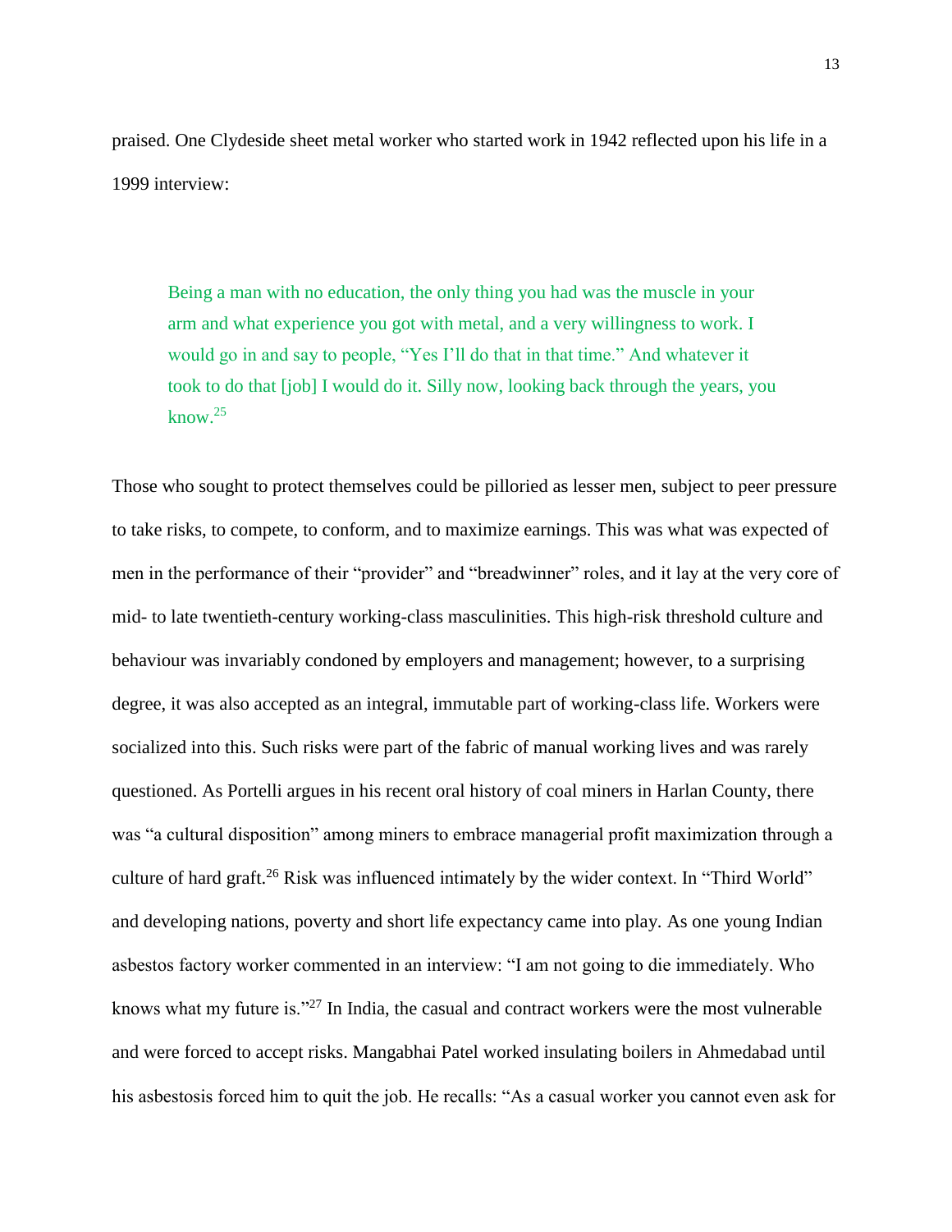praised. One Clydeside sheet metal worker who started work in 1942 reflected upon his life in a 1999 interview:

> Being a man with no education, the only thing you had was the muscle in your arm and what experience you got with metal, and a very willingness to work. I would go in and say to people, "Yes I'll do that in that time." And whatever it took to do that [job] I would do it. Silly now, looking back through the years, you know.[25]

Those who sought to protect themselves could be pilloried as lesser men, subject to peer pressure to take risks, to compete, to conform, and to maximize earnings. This was what was expected of men in the performance of their "provider" and "breadwinner" roles, and it lay at the very core of mid- to late twentieth-century working-class masculinities. This high-risk threshold culture and behaviour was invariably condoned by employers and management; however, to a surprising degree, it was also accepted as an integral, immutable part of working-class life. Workers were socialized into this. Such risks were part of the fabric of manual working lives and was rarely questioned. As Portelli argues in his recent oral history of coal miners in Harlan County, there was "a cultural disposition" among miners to embrace managerial profit maximization through a culture of hard graft.[26] Risk was influenced intimately by the wider context. In "Third World" and developing nations, poverty and short life expectancy came into play. As one young Indian asbestos factory worker commented in an interview: "I am not going to die immediately. Who knows what my future is."[27] In India, the casual and contract workers were the most vulnerable and were forced to accept risks. Mangabhai Patel worked insulating boilers in Ahmedabad until his asbestosis forced him to quit the job. He recalls: "As a casual worker you cannot even ask for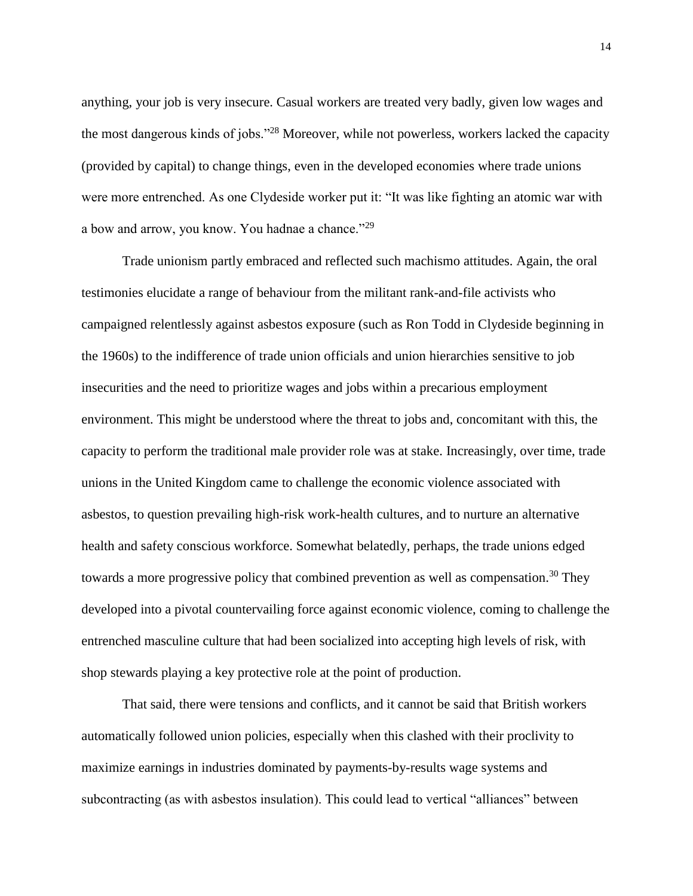anything, your job is very insecure. Casual workers are treated very badly, given low wages and the most dangerous kinds of jobs."[28] Moreover, while not powerless, workers lacked the capacity (provided by capital) to change things, even in the developed economies where trade unions were more entrenched. As one Clydeside worker put it: "It was like fighting an atomic war with a bow and arrow, you know. You hadnae a chance."[29]

Trade unionism partly embraced and reflected such machismo attitudes. Again, the oral testimonies elucidate a range of behaviour from the militant rank-and-file activists who campaigned relentlessly against asbestos exposure (such as Ron Todd in Clydeside beginning in the 1960s) to the indifference of trade union officials and union hierarchies sensitive to job insecurities and the need to prioritize wages and jobs within a precarious employment environment. This might be understood where the threat to jobs and, concomitant with this, the capacity to perform the traditional male provider role was at stake. Increasingly, over time, trade unions in the United Kingdom came to challenge the economic violence associated with asbestos, to question prevailing high-risk work-health cultures, and to nurture an alternative health and safety conscious workforce. Somewhat belatedly, perhaps, the trade unions edged towards a more progressive policy that combined prevention as well as compensation.[30] They developed into a pivotal countervailing force against economic violence, coming to challenge the entrenched masculine culture that had been socialized into accepting high levels of risk, with shop stewards playing a key protective role at the point of production.

That said, there were tensions and conflicts, and it cannot be said that British workers automatically followed union policies, especially when this clashed with their proclivity to maximize earnings in industries dominated by payments-by-results wage systems and subcontracting (as with asbestos insulation). This could lead to vertical "alliances" between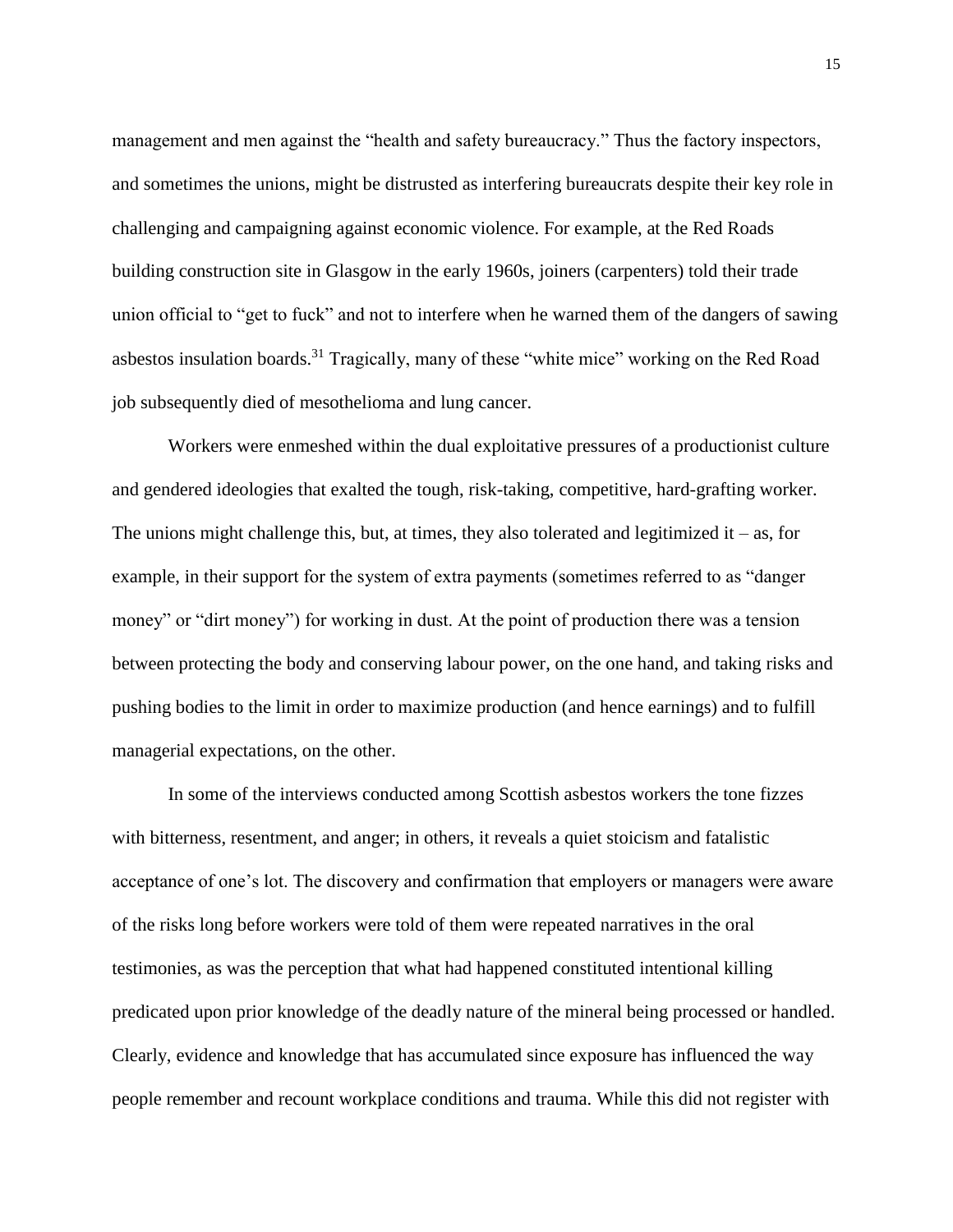management and men against the "health and safety bureaucracy." Thus the factory inspectors, and sometimes the unions, might be distrusted as interfering bureaucrats despite their key role in challenging and campaigning against economic violence. For example, at the Red Roads building construction site in Glasgow in the early 1960s, joiners (carpenters) told their trade union official to "get to fuck" and not to interfere when he warned them of the dangers of sawing asbestos insulation boards.[31] Tragically, many of these "white mice" working on the Red Road job subsequently died of mesothelioma and lung cancer.

Workers were enmeshed within the dual exploitative pressures of a productionist culture and gendered ideologies that exalted the tough, risk-taking, competitive, hard-grafting worker. The unions might challenge this, but, at times, they also tolerated and legitimized it – as, for example, in their support for the system of extra payments (sometimes referred to as "danger money" or "dirt money") for working in dust. At the point of production there was a tension between protecting the body and conserving labour power, on the one hand, and taking risks and pushing bodies to the limit in order to maximize production (and hence earnings) and to fulfill managerial expectations, on the other.

In some of the interviews conducted among Scottish asbestos workers the tone fizzes with bitterness, resentment, and anger; in others, it reveals a quiet stoicism and fatalistic acceptance of one's lot. The discovery and confirmation that employers or managers were aware of the risks long before workers were told of them were repeated narratives in the oral testimonies, as was the perception that what had happened constituted intentional killing predicated upon prior knowledge of the deadly nature of the mineral being processed or handled. Clearly, evidence and knowledge that has accumulated since exposure has influenced the way people remember and recount workplace conditions and trauma. While this did not register with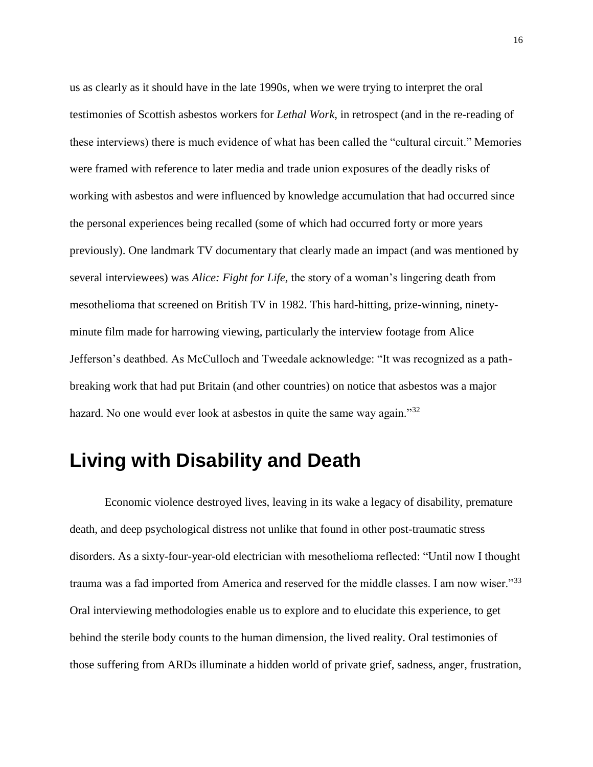us as clearly as it should have in the late 1990s, when we were trying to interpret the oral testimonies of Scottish asbestos workers for *Lethal Work*, in retrospect (and in the re-reading of these interviews) there is much evidence of what has been called the "cultural circuit." Memories were framed with reference to later media and trade union exposures of the deadly risks of working with asbestos and were influenced by knowledge accumulation that had occurred since the personal experiences being recalled (some of which had occurred forty or more years previously). One landmark TV documentary that clearly made an impact (and was mentioned by several interviewees) was *Alice: Fight for Life*, the story of a woman's lingering death from mesothelioma that screened on British TV in 1982. This hard-hitting, prize-winning, ninety-minute film made for harrowing viewing, particularly the interview footage from Alice Jefferson's deathbed. As McCulloch and Tweedale acknowledge: "It was recognized as a path-breaking work that had put Britain (and other countries) on notice that asbestos was a major hazard. No one would ever look at asbestos in quite the same way again."[32]

## Living with Disability and Death

Economic violence destroyed lives, leaving in its wake a legacy of disability, premature death, and deep psychological distress not unlike that found in other post-traumatic stress disorders. As a sixty-four-year-old electrician with mesothelioma reflected: "Until now I thought trauma was a fad imported from America and reserved for the middle classes. I am now wiser."[33] Oral interviewing methodologies enable us to explore and to elucidate this experience, to get behind the sterile body counts to the human dimension, the lived reality. Oral testimonies of those suffering from ARDs illuminate a hidden world of private grief, sadness, anger, frustration,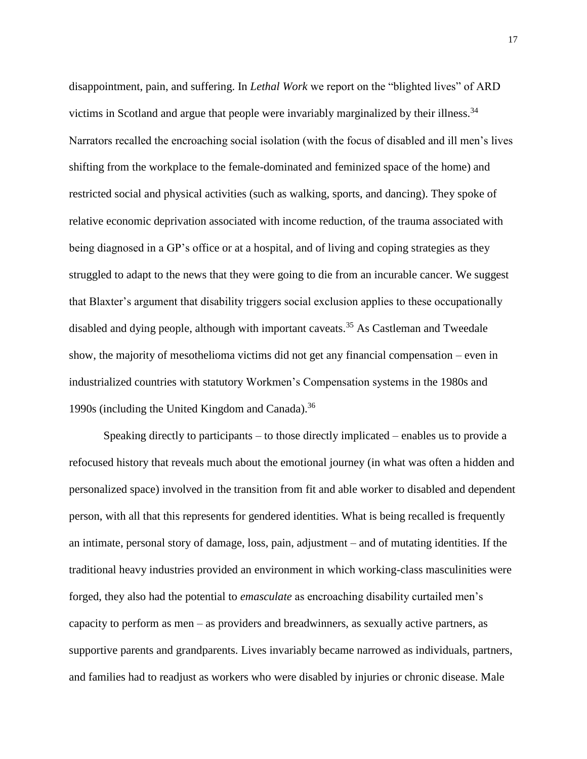disappointment, pain, and suffering. In *Lethal Work* we report on the "blighted lives" of ARD victims in Scotland and argue that people were invariably marginalized by their illness.[34] Narrators recalled the encroaching social isolation (with the focus of disabled and ill men's lives shifting from the workplace to the female-dominated and feminized space of the home) and restricted social and physical activities (such as walking, sports, and dancing). They spoke of relative economic deprivation associated with income reduction, of the trauma associated with being diagnosed in a GP's office or at a hospital, and of living and coping strategies as they struggled to adapt to the news that they were going to die from an incurable cancer. We suggest that Blaxter's argument that disability triggers social exclusion applies to these occupationally disabled and dying people, although with important caveats.[35] As Castleman and Tweedale show, the majority of mesothelioma victims did not get any financial compensation – even in industrialized countries with statutory Workmen's Compensation systems in the 1980s and 1990s (including the United Kingdom and Canada).[36]

Speaking directly to participants – to those directly implicated – enables us to provide a refocused history that reveals much about the emotional journey (in what was often a hidden and personalized space) involved in the transition from fit and able worker to disabled and dependent person, with all that this represents for gendered identities. What is being recalled is frequently an intimate, personal story of damage, loss, pain, adjustment – and of mutating identities. If the traditional heavy industries provided an environment in which working-class masculinities were forged, they also had the potential to *emasculate* as encroaching disability curtailed men's capacity to perform as men – as providers and breadwinners, as sexually active partners, as supportive parents and grandparents. Lives invariably became narrowed as individuals, partners, and families had to readjust as workers who were disabled by injuries or chronic disease. Male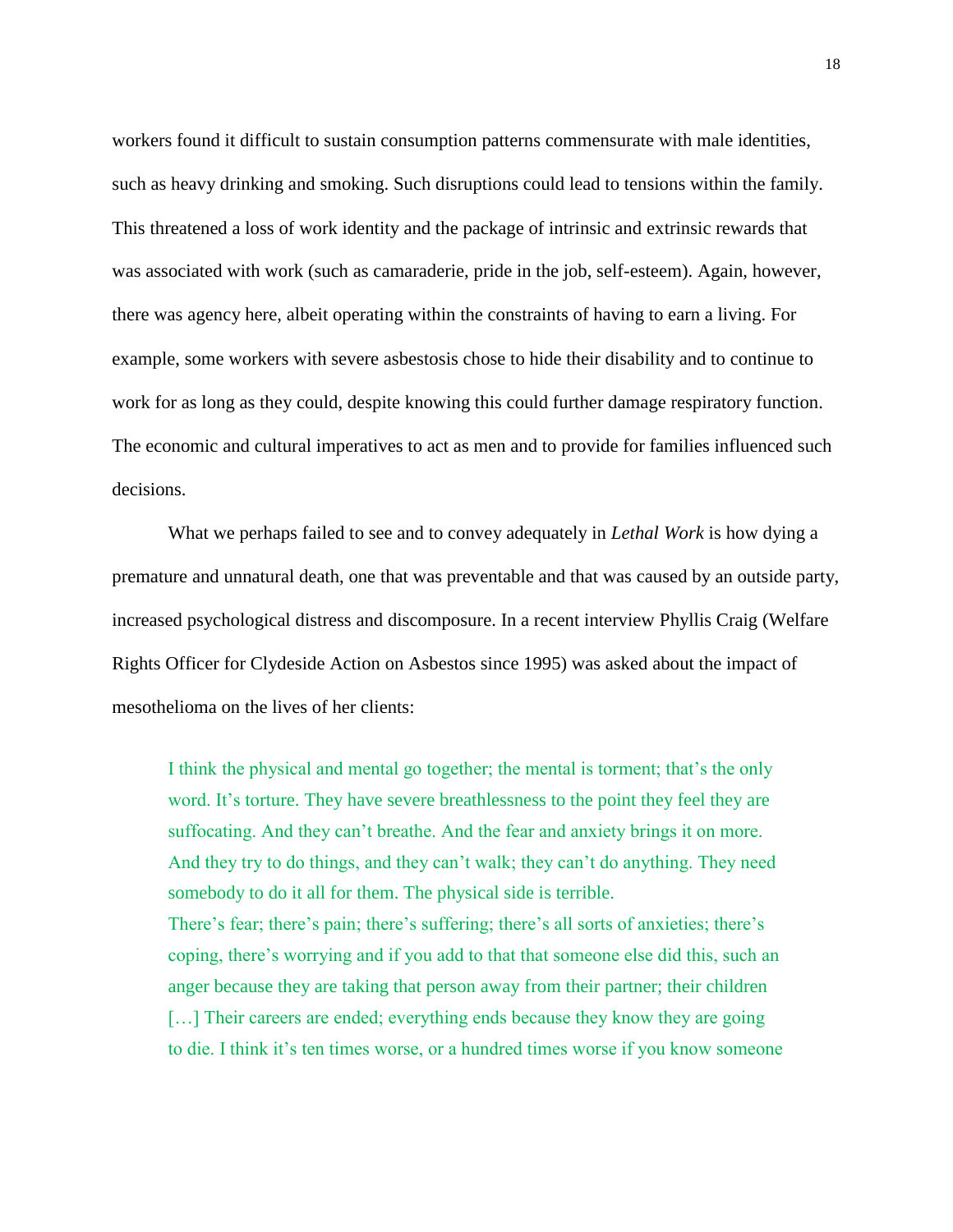workers found it difficult to sustain consumption patterns commensurate with male identities, such as heavy drinking and smoking. Such disruptions could lead to tensions within the family. This threatened a loss of work identity and the package of intrinsic and extrinsic rewards that was associated with work (such as camaraderie, pride in the job, self-esteem). Again, however, there was agency here, albeit operating within the constraints of having to earn a living. For example, some workers with severe asbestosis chose to hide their disability and to continue to work for as long as they could, despite knowing this could further damage respiratory function. The economic and cultural imperatives to act as men and to provide for families influenced such decisions.

What we perhaps failed to see and to convey adequately in *Lethal Work* is how dying a premature and unnatural death, one that was preventable and that was caused by an outside party, increased psychological distress and discomposure. In a recent interview Phyllis Craig (Welfare Rights Officer for Clydeside Action on Asbestos since 1995) was asked about the impact of mesothelioma on the lives of her clients:

> I think the physical and mental go together; the mental is torment; that's the only word. It's torture. They have severe breathlessness to the point they feel they are suffocating. And they can't breathe. And the fear and anxiety brings it on more. And they try to do things, and they can't walk; they can't do anything. They need somebody to do it all for them. The physical side is terrible.
>
> There's fear; there's pain; there's suffering; there's all sorts of anxieties; there's coping, there's worrying and if you add to that that someone else did this, such an anger because they are taking that person away from their partner; their children [...] Their careers are ended; everything ends because they know they are going to die. I think it's ten times worse, or a hundred times worse if you know someone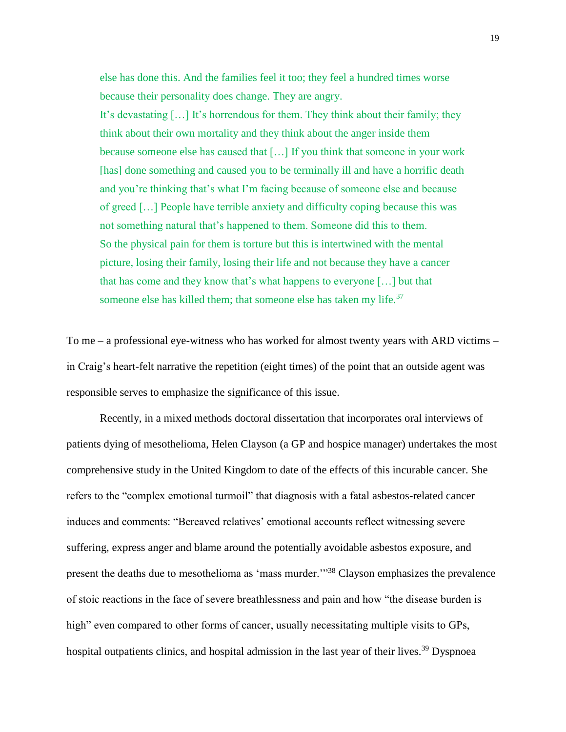> else has done this. And the families feel it too; they feel a hundred times worse because their personality does change. They are angry.
> It's devastating […] It's horrendous for them. They think about their family; they think about their own mortality and they think about the anger inside them because someone else has caused that […] If you think that someone in your work [has] done something and caused you to be terminally ill and have a horrific death and you're thinking that's what I'm facing because of someone else and because of greed […] People have terrible anxiety and difficulty coping because this was not something natural that's happened to them. Someone did this to them.
> So the physical pain for them is torture but this is intertwined with the mental picture, losing their family, losing their life and not because they have a cancer that has come and they know that's what happens to everyone […] but that someone else has killed them; that someone else has taken my life.[37]

To me – a professional eye-witness who has worked for almost twenty years with ARD victims – in Craig's heart-felt narrative the repetition (eight times) of the point that an outside agent was responsible serves to emphasize the significance of this issue.

Recently, in a mixed methods doctoral dissertation that incorporates oral interviews of patients dying of mesothelioma, Helen Clayson (a GP and hospice manager) undertakes the most comprehensive study in the United Kingdom to date of the effects of this incurable cancer. She refers to the "complex emotional turmoil" that diagnosis with a fatal asbestos-related cancer induces and comments: "Bereaved relatives' emotional accounts reflect witnessing severe suffering, express anger and blame around the potentially avoidable asbestos exposure, and present the deaths due to mesothelioma as 'mass murder.'"[38] Clayson emphasizes the prevalence of stoic reactions in the face of severe breathlessness and pain and how "the disease burden is high" even compared to other forms of cancer, usually necessitating multiple visits to GPs, hospital outpatients clinics, and hospital admission in the last year of their lives.[39] Dyspnoea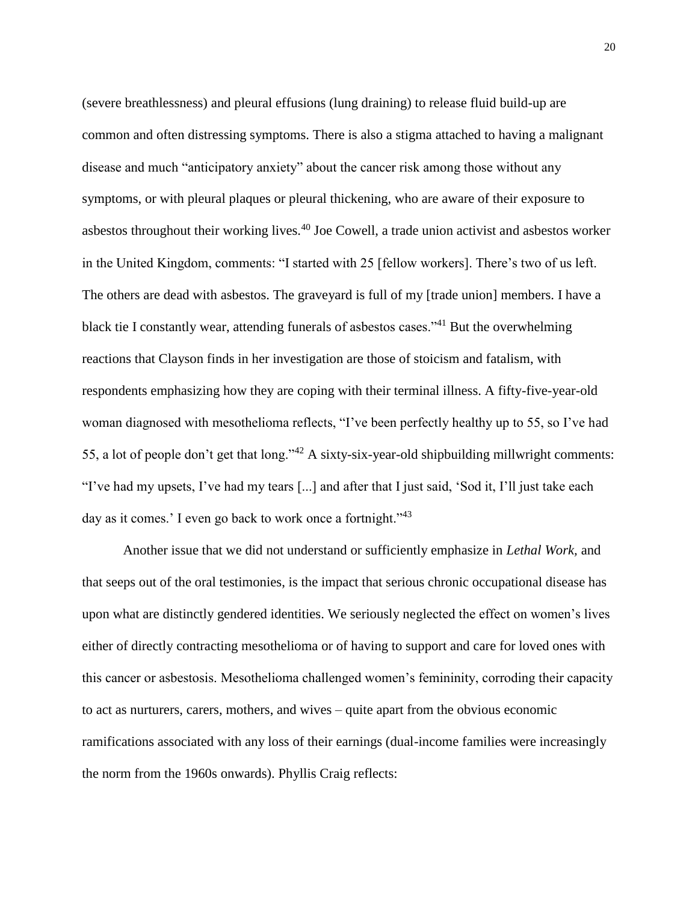(severe breathlessness) and pleural effusions (lung draining) to release fluid build-up are common and often distressing symptoms. There is also a stigma attached to having a malignant disease and much "anticipatory anxiety" about the cancer risk among those without any symptoms, or with pleural plaques or pleural thickening, who are aware of their exposure to asbestos throughout their working lives.[40] Joe Cowell, a trade union activist and asbestos worker in the United Kingdom, comments: "I started with 25 [fellow workers]. There's two of us left. The others are dead with asbestos. The graveyard is full of my [trade union] members. I have a black tie I constantly wear, attending funerals of asbestos cases."[41] But the overwhelming reactions that Clayson finds in her investigation are those of stoicism and fatalism, with respondents emphasizing how they are coping with their terminal illness. A fifty-five-year-old woman diagnosed with mesothelioma reflects, "I've been perfectly healthy up to 55, so I've had 55, a lot of people don't get that long."[42] A sixty-six-year-old shipbuilding millwright comments: "I've had my upsets, I've had my tears [...] and after that I just said, 'Sod it, I'll just take each day as it comes.' I even go back to work once a fortnight."[43]

Another issue that we did not understand or sufficiently emphasize in *Lethal Work,* and that seeps out of the oral testimonies, is the impact that serious chronic occupational disease has upon what are distinctly gendered identities. We seriously neglected the effect on women's lives either of directly contracting mesothelioma or of having to support and care for loved ones with this cancer or asbestosis. Mesothelioma challenged women's femininity, corroding their capacity to act as nurturers, carers, mothers, and wives – quite apart from the obvious economic ramifications associated with any loss of their earnings (dual-income families were increasingly the norm from the 1960s onwards). Phyllis Craig reflects: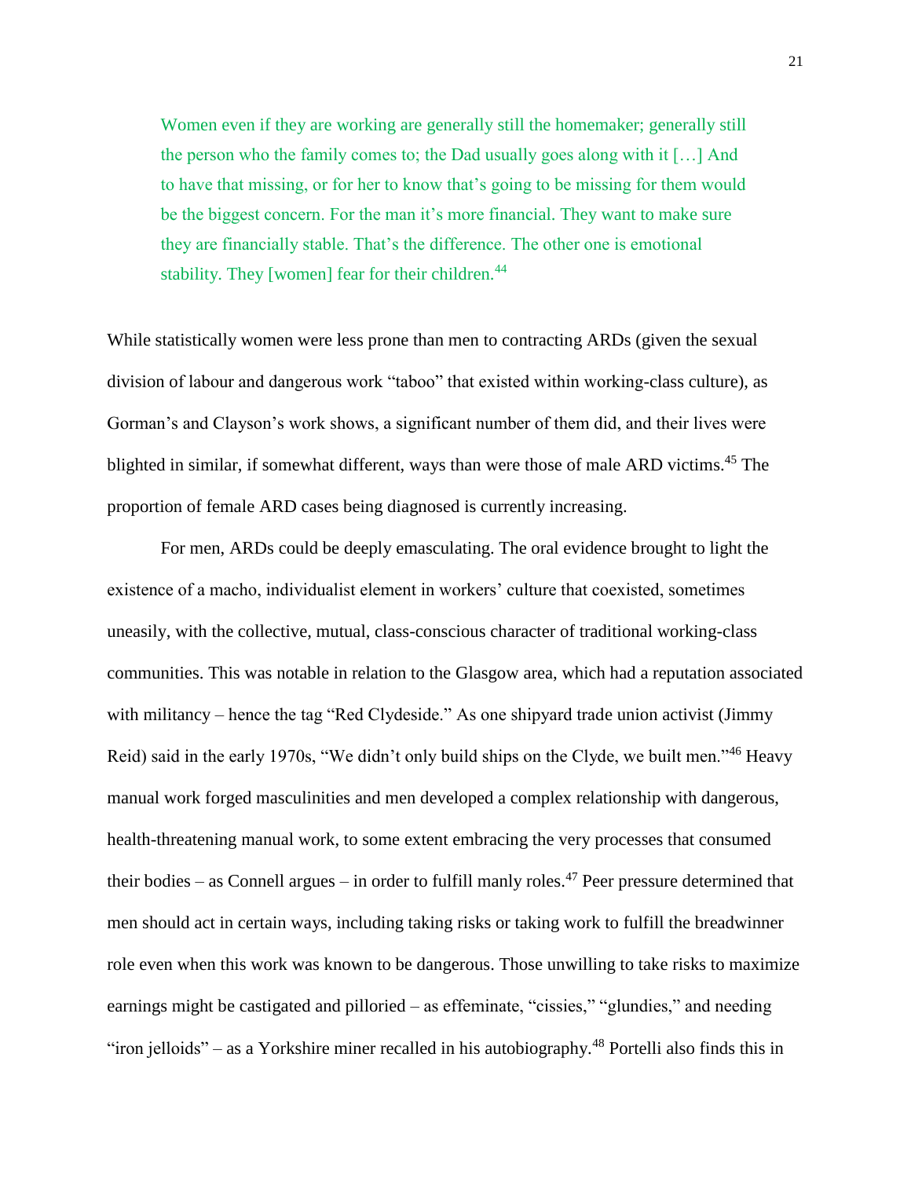> Women even if they are working are generally still the homemaker; generally still the person who the family comes to; the Dad usually goes along with it […] And to have that missing, or for her to know that's going to be missing for them would be the biggest concern. For the man it's more financial. They want to make sure they are financially stable. That's the difference. The other one is emotional stability. They [women] fear for their children.[44]

While statistically women were less prone than men to contracting ARDs (given the sexual division of labour and dangerous work "taboo" that existed within working-class culture), as Gorman's and Clayson's work shows, a significant number of them did, and their lives were blighted in similar, if somewhat different, ways than were those of male ARD victims.[45] The proportion of female ARD cases being diagnosed is currently increasing.

For men, ARDs could be deeply emasculating. The oral evidence brought to light the existence of a macho, individualist element in workers' culture that coexisted, sometimes uneasily, with the collective, mutual, class-conscious character of traditional working-class communities. This was notable in relation to the Glasgow area, which had a reputation associated with militancy – hence the tag "Red Clydeside." As one shipyard trade union activist (Jimmy Reid) said in the early 1970s, "We didn't only build ships on the Clyde, we built men."[46] Heavy manual work forged masculinities and men developed a complex relationship with dangerous, health-threatening manual work, to some extent embracing the very processes that consumed their bodies – as Connell argues – in order to fulfill manly roles.[47] Peer pressure determined that men should act in certain ways, including taking risks or taking work to fulfill the breadwinner role even when this work was known to be dangerous. Those unwilling to take risks to maximize earnings might be castigated and pilloried – as effeminate, "cissies," "glundies," and needing "iron jelloids" – as a Yorkshire miner recalled in his autobiography.[48] Portelli also finds this in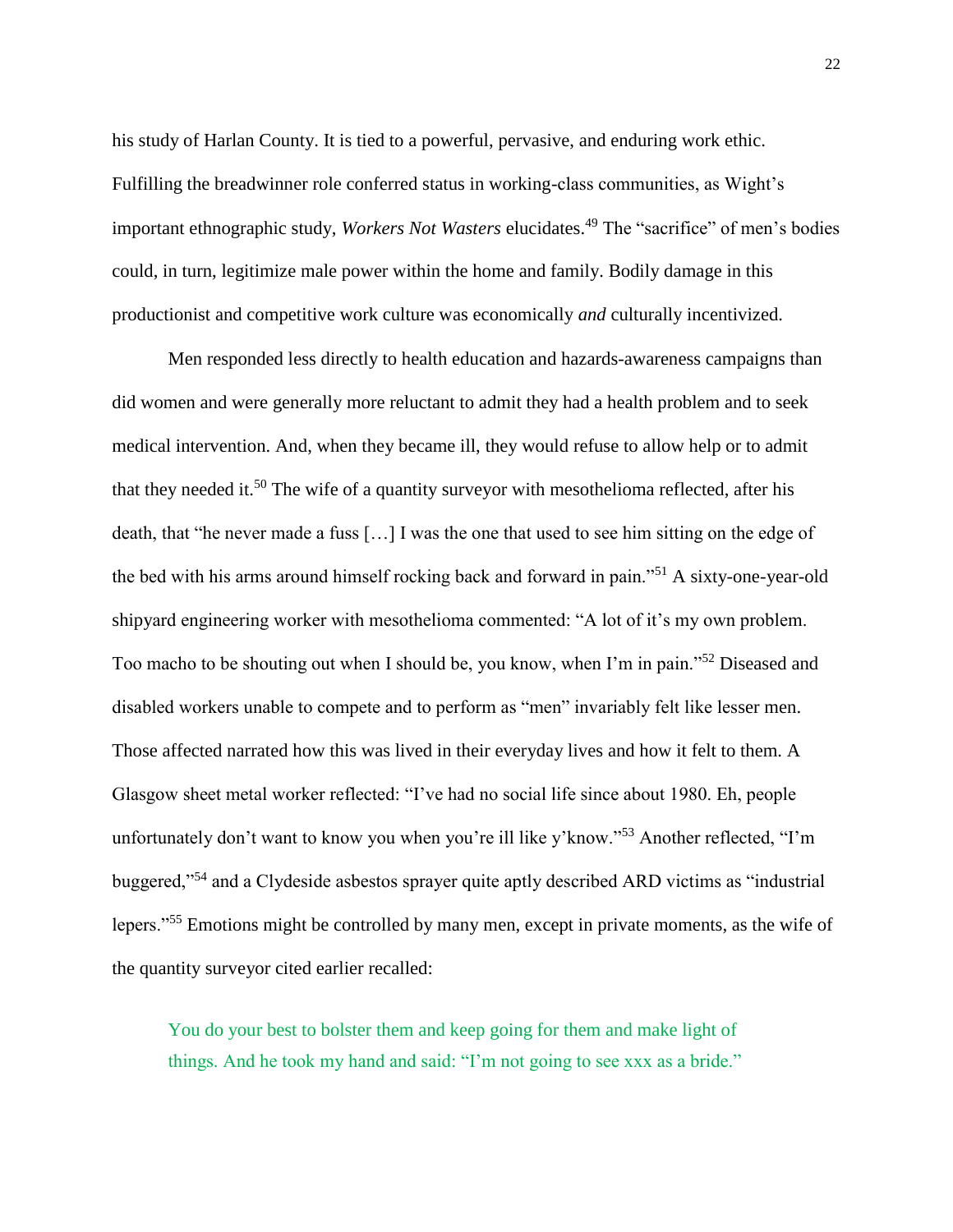his study of Harlan County. It is tied to a powerful, pervasive, and enduring work ethic. Fulfilling the breadwinner role conferred status in working-class communities, as Wight's important ethnographic study, *Workers Not Wasters* elucidates.[49] The "sacrifice" of men's bodies could, in turn, legitimize male power within the home and family. Bodily damage in this productionist and competitive work culture was economically *and* culturally incentivized.

Men responded less directly to health education and hazards-awareness campaigns than did women and were generally more reluctant to admit they had a health problem and to seek medical intervention. And, when they became ill, they would refuse to allow help or to admit that they needed it.[50] The wife of a quantity surveyor with mesothelioma reflected, after his death, that "he never made a fuss […] I was the one that used to see him sitting on the edge of the bed with his arms around himself rocking back and forward in pain."[51] A sixty-one-year-old shipyard engineering worker with mesothelioma commented: "A lot of it's my own problem. Too macho to be shouting out when I should be, you know, when I'm in pain."[52] Diseased and disabled workers unable to compete and to perform as "men" invariably felt like lesser men. Those affected narrated how this was lived in their everyday lives and how it felt to them. A Glasgow sheet metal worker reflected: "I've had no social life since about 1980. Eh, people unfortunately don't want to know you when you're ill like y'know."[53] Another reflected, "I'm buggered,"[54] and a Clydeside asbestos sprayer quite aptly described ARD victims as "industrial lepers."[55] Emotions might be controlled by many men, except in private moments, as the wife of the quantity surveyor cited earlier recalled:

> You do your best to bolster them and keep going for them and make light of things. And he took my hand and said: "I'm not going to see xxx as a bride."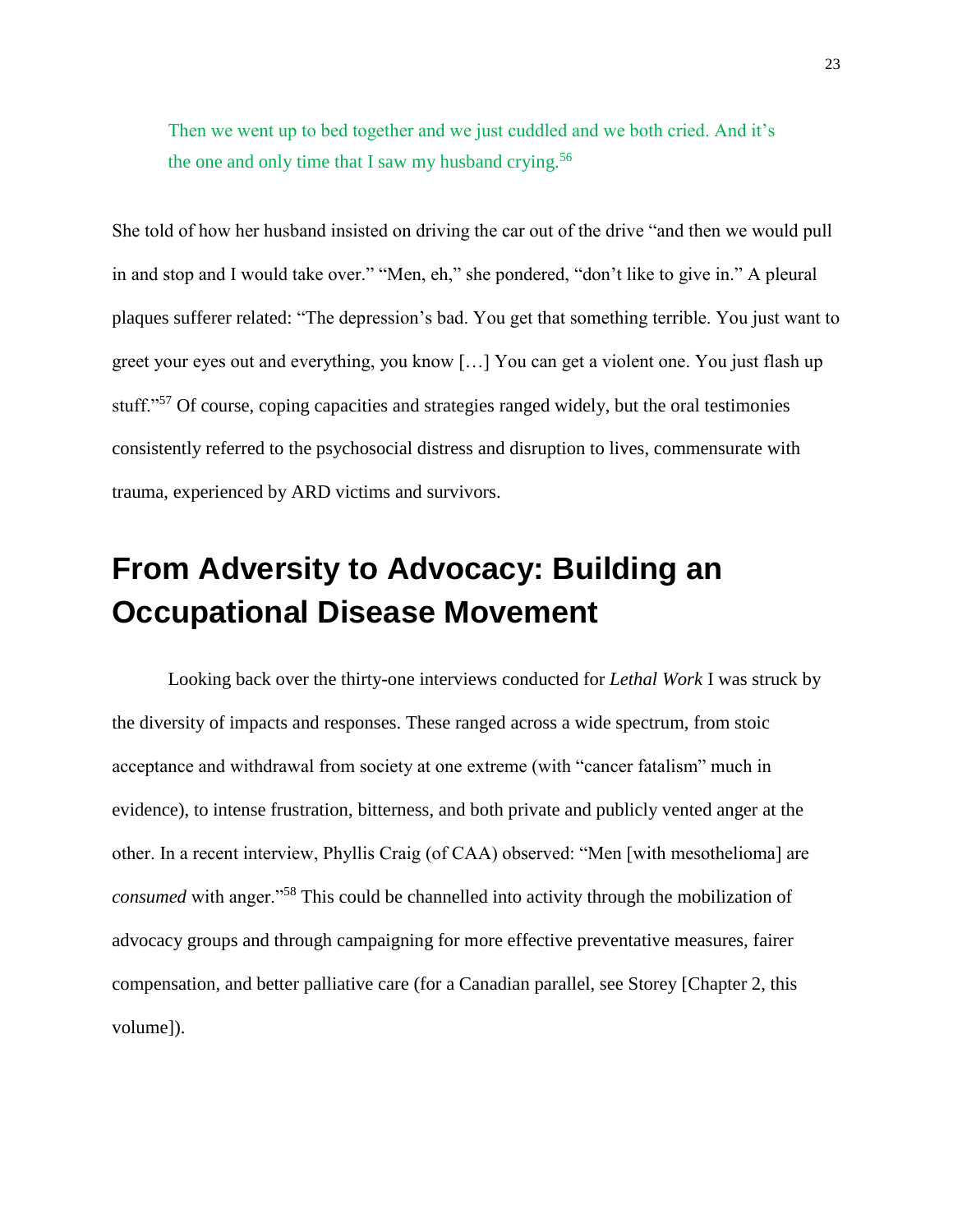> Then we went up to bed together and we just cuddled and we both cried. And it's the one and only time that I saw my husband crying.[56]

She told of how her husband insisted on driving the car out of the drive "and then we would pull in and stop and I would take over." "Men, eh," she pondered, "don't like to give in." A pleural plaques sufferer related: "The depression's bad. You get that something terrible. You just want to greet your eyes out and everything, you know […] You can get a violent one. You just flash up stuff."[57] Of course, coping capacities and strategies ranged widely, but the oral testimonies consistently referred to the psychosocial distress and disruption to lives, commensurate with trauma, experienced by ARD victims and survivors.

# From Adversity to Advocacy: Building an Occupational Disease Movement

Looking back over the thirty-one interviews conducted for *Lethal Work* I was struck by the diversity of impacts and responses. These ranged across a wide spectrum, from stoic acceptance and withdrawal from society at one extreme (with "cancer fatalism" much in evidence), to intense frustration, bitterness, and both private and publicly vented anger at the other. In a recent interview, Phyllis Craig (of CAA) observed: "Men [with mesothelioma] are *consumed* with anger."[58] This could be channelled into activity through the mobilization of advocacy groups and through campaigning for more effective preventative measures, fairer compensation, and better palliative care (for a Canadian parallel, see Storey [Chapter 2, this volume]).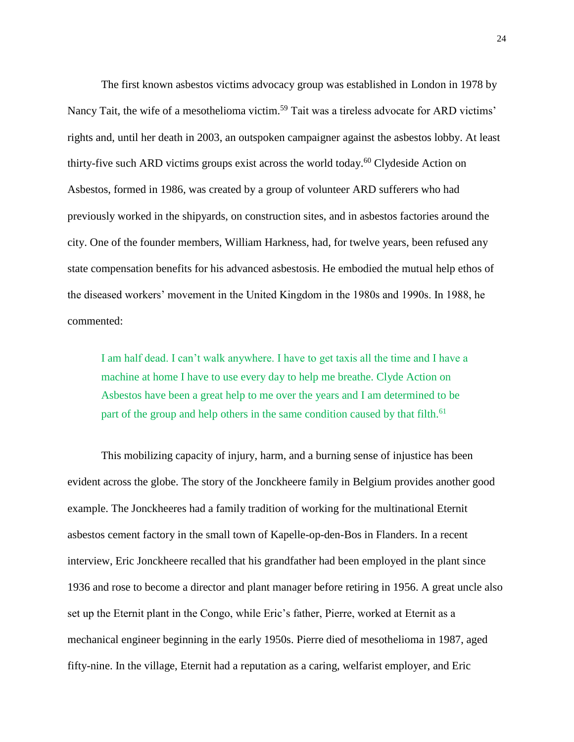The first known asbestos victims advocacy group was established in London in 1978 by Nancy Tait, the wife of a mesothelioma victim.[59] Tait was a tireless advocate for ARD victims' rights and, until her death in 2003, an outspoken campaigner against the asbestos lobby. At least thirty-five such ARD victims groups exist across the world today.[60] Clydeside Action on Asbestos, formed in 1986, was created by a group of volunteer ARD sufferers who had previously worked in the shipyards, on construction sites, and in asbestos factories around the city. One of the founder members, William Harkness, had, for twelve years, been refused any state compensation benefits for his advanced asbestosis. He embodied the mutual help ethos of the diseased workers' movement in the United Kingdom in the 1980s and 1990s. In 1988, he commented:

> I am half dead. I can't walk anywhere. I have to get taxis all the time and I have a machine at home I have to use every day to help me breathe. Clyde Action on Asbestos have been a great help to me over the years and I am determined to be part of the group and help others in the same condition caused by that filth.[61]

This mobilizing capacity of injury, harm, and a burning sense of injustice has been evident across the globe. The story of the Jonckheere family in Belgium provides another good example. The Jonckheeres had a family tradition of working for the multinational Eternit asbestos cement factory in the small town of Kapelle-op-den-Bos in Flanders. In a recent interview, Eric Jonckheere recalled that his grandfather had been employed in the plant since 1936 and rose to become a director and plant manager before retiring in 1956. A great uncle also set up the Eternit plant in the Congo, while Eric's father, Pierre, worked at Eternit as a mechanical engineer beginning in the early 1950s. Pierre died of mesothelioma in 1987, aged fifty-nine. In the village, Eternit had a reputation as a caring, welfarist employer, and Eric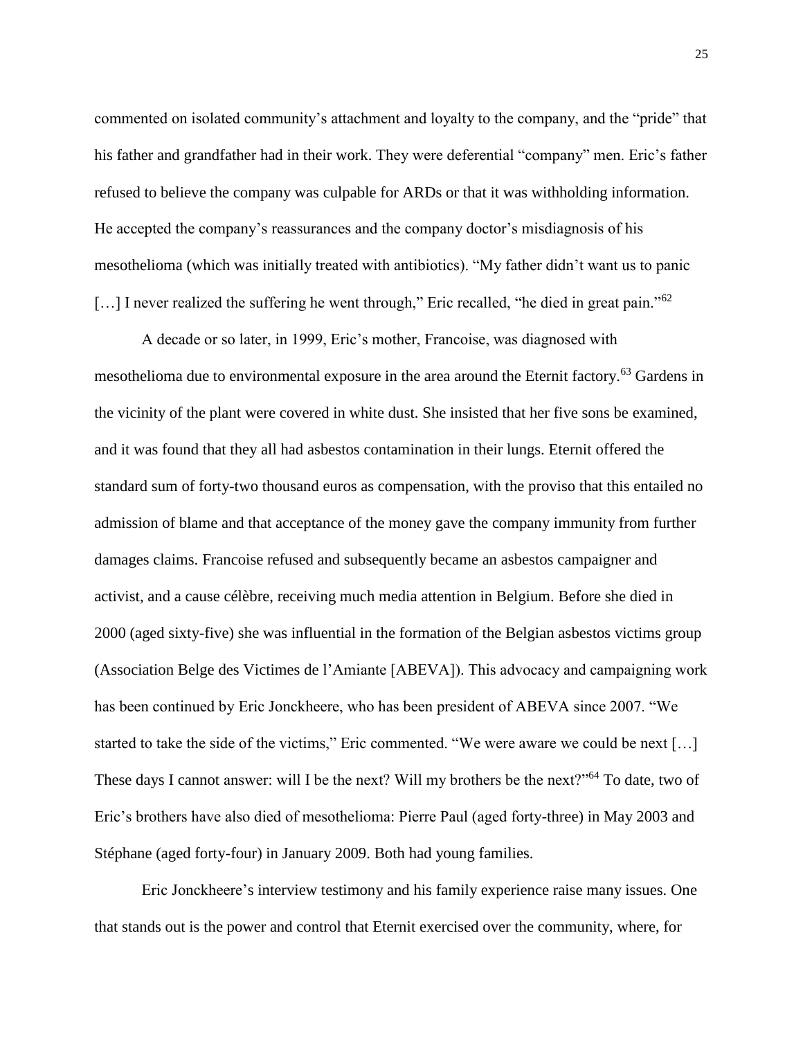commented on isolated community's attachment and loyalty to the company, and the "pride" that his father and grandfather had in their work. They were deferential "company" men. Eric's father refused to believe the company was culpable for ARDs or that it was withholding information. He accepted the company's reassurances and the company doctor's misdiagnosis of his mesothelioma (which was initially treated with antibiotics). "My father didn't want us to panic [...] I never realized the suffering he went through," Eric recalled, "he died in great pain."[62]

A decade or so later, in 1999, Eric's mother, Francoise, was diagnosed with mesothelioma due to environmental exposure in the area around the Eternit factory.[63] Gardens in the vicinity of the plant were covered in white dust. She insisted that her five sons be examined, and it was found that they all had asbestos contamination in their lungs. Eternit offered the standard sum of forty-two thousand euros as compensation, with the proviso that this entailed no admission of blame and that acceptance of the money gave the company immunity from further damages claims. Francoise refused and subsequently became an asbestos campaigner and activist, and a cause célèbre, receiving much media attention in Belgium. Before she died in 2000 (aged sixty-five) she was influential in the formation of the Belgian asbestos victims group (Association Belge des Victimes de l'Amiante [ABEVA]). This advocacy and campaigning work has been continued by Eric Jonckheere, who has been president of ABEVA since 2007. "We started to take the side of the victims," Eric commented. "We were aware we could be next [...] These days I cannot answer: will I be the next? Will my brothers be the next?"[64] To date, two of Eric's brothers have also died of mesothelioma: Pierre Paul (aged forty-three) in May 2003 and Stéphane (aged forty-four) in January 2009. Both had young families.

Eric Jonckheere's interview testimony and his family experience raise many issues. One that stands out is the power and control that Eternit exercised over the community, where, for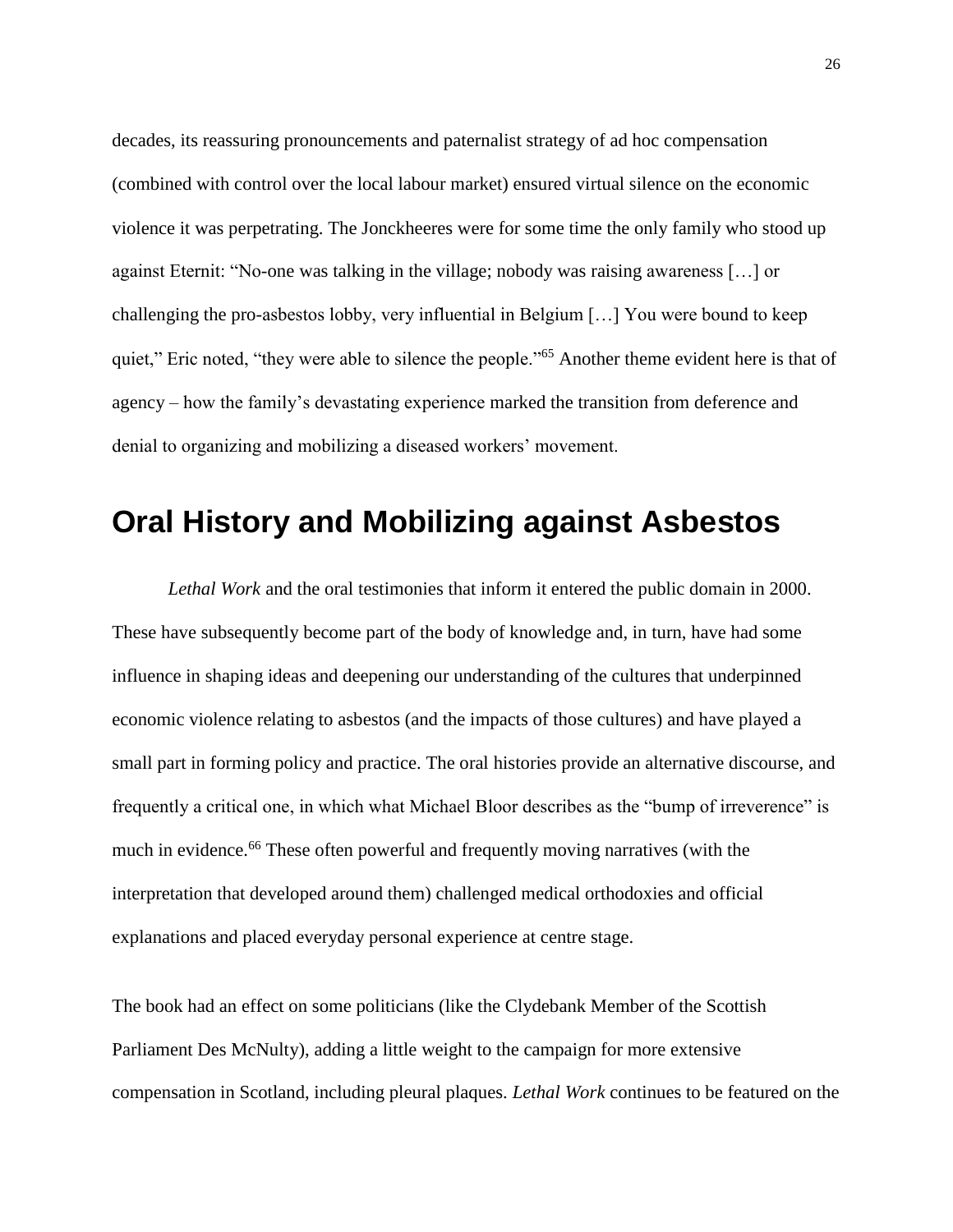decades, its reassuring pronouncements and paternalist strategy of ad hoc compensation (combined with control over the local labour market) ensured virtual silence on the economic violence it was perpetrating. The Jonckheeres were for some time the only family who stood up against Eternit: "No-one was talking in the village; nobody was raising awareness […] or challenging the pro-asbestos lobby, very influential in Belgium […] You were bound to keep quiet," Eric noted, "they were able to silence the people."[65] Another theme evident here is that of agency – how the family's devastating experience marked the transition from deference and denial to organizing and mobilizing a diseased workers' movement.

## Oral History and Mobilizing against Asbestos

*Lethal Work* and the oral testimonies that inform it entered the public domain in 2000. These have subsequently become part of the body of knowledge and, in turn, have had some influence in shaping ideas and deepening our understanding of the cultures that underpinned economic violence relating to asbestos (and the impacts of those cultures) and have played a small part in forming policy and practice. The oral histories provide an alternative discourse, and frequently a critical one, in which what Michael Bloor describes as the "bump of irreverence" is much in evidence.[66] These often powerful and frequently moving narratives (with the interpretation that developed around them) challenged medical orthodoxies and official explanations and placed everyday personal experience at centre stage.

The book had an effect on some politicians (like the Clydebank Member of the Scottish Parliament Des McNulty), adding a little weight to the campaign for more extensive compensation in Scotland, including pleural plaques. *Lethal Work* continues to be featured on the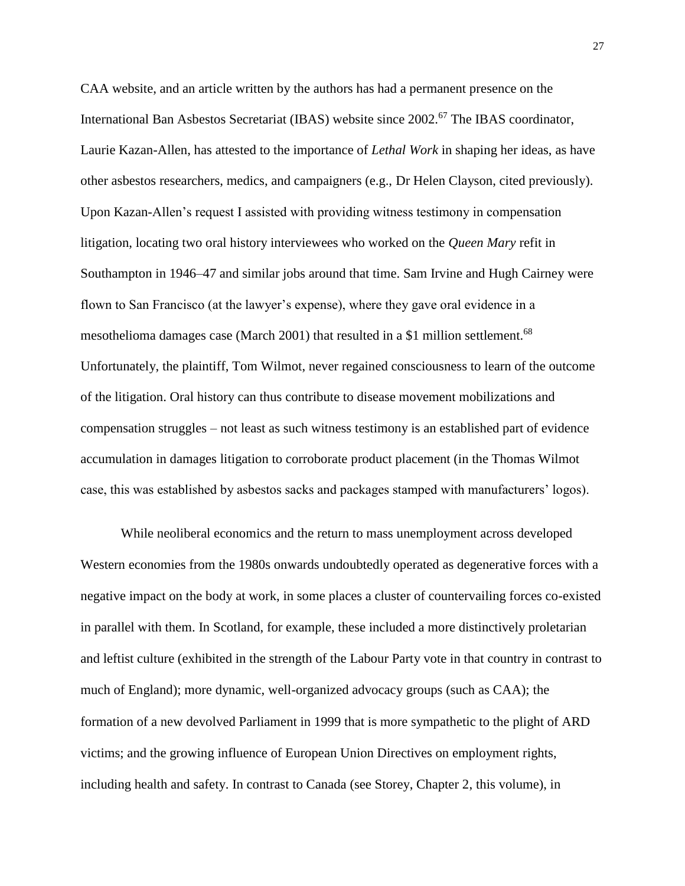CAA website, and an article written by the authors has had a permanent presence on the International Ban Asbestos Secretariat (IBAS) website since 2002.[67] The IBAS coordinator, Laurie Kazan-Allen, has attested to the importance of *Lethal Work* in shaping her ideas, as have other asbestos researchers, medics, and campaigners (e.g., Dr Helen Clayson, cited previously). Upon Kazan-Allen's request I assisted with providing witness testimony in compensation litigation, locating two oral history interviewees who worked on the *Queen Mary* refit in Southampton in 1946–47 and similar jobs around that time. Sam Irvine and Hugh Cairney were flown to San Francisco (at the lawyer's expense), where they gave oral evidence in a mesothelioma damages case (March 2001) that resulted in a $1 million settlement.[68] Unfortunately, the plaintiff, Tom Wilmot, never regained consciousness to learn of the outcome of the litigation. Oral history can thus contribute to disease movement mobilizations and compensation struggles – not least as such witness testimony is an established part of evidence accumulation in damages litigation to corroborate product placement (in the Thomas Wilmot case, this was established by asbestos sacks and packages stamped with manufacturers' logos).

While neoliberal economics and the return to mass unemployment across developed Western economies from the 1980s onwards undoubtedly operated as degenerative forces with a negative impact on the body at work, in some places a cluster of countervailing forces co-existed in parallel with them. In Scotland, for example, these included a more distinctively proletarian and leftist culture (exhibited in the strength of the Labour Party vote in that country in contrast to much of England); more dynamic, well-organized advocacy groups (such as CAA); the formation of a new devolved Parliament in 1999 that is more sympathetic to the plight of ARD victims; and the growing influence of European Union Directives on employment rights, including health and safety. In contrast to Canada (see Storey, Chapter 2, this volume), in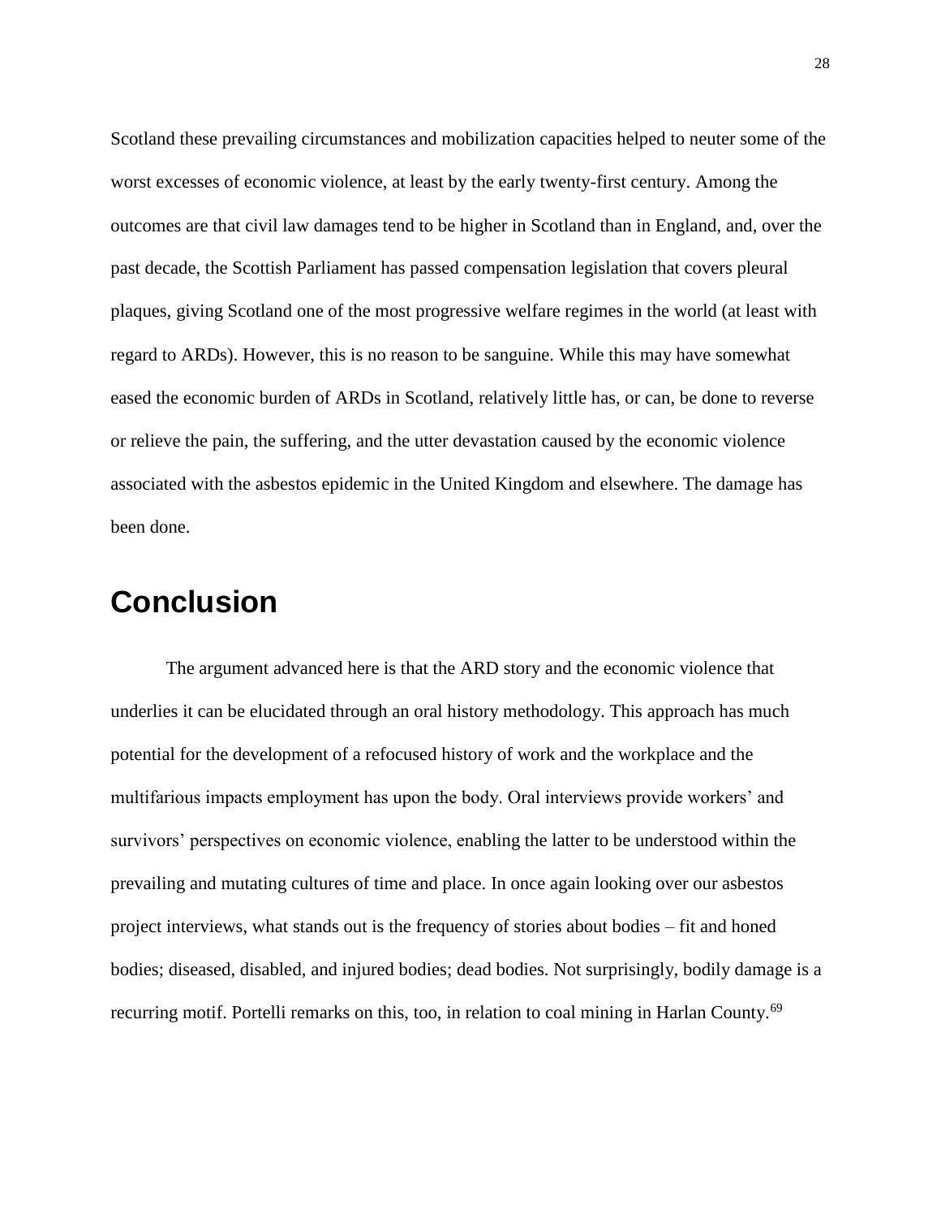Scotland these prevailing circumstances and mobilization capacities helped to neuter some of the worst excesses of economic violence, at least by the early twenty-first century. Among the outcomes are that civil law damages tend to be higher in Scotland than in England, and, over the past decade, the Scottish Parliament has passed compensation legislation that covers pleural plaques, giving Scotland one of the most progressive welfare regimes in the world (at least with regard to ARDs). However, this is no reason to be sanguine. While this may have somewhat eased the economic burden of ARDs in Scotland, relatively little has, or can, be done to reverse or relieve the pain, the suffering, and the utter devastation caused by the economic violence associated with the asbestos epidemic in the United Kingdom and elsewhere. The damage has been done.

## Conclusion

The argument advanced here is that the ARD story and the economic violence that underlies it can be elucidated through an oral history methodology. This approach has much potential for the development of a refocused history of work and the workplace and the multifarious impacts employment has upon the body. Oral interviews provide workers' and survivors' perspectives on economic violence, enabling the latter to be understood within the prevailing and mutating cultures of time and place. In once again looking over our asbestos project interviews, what stands out is the frequency of stories about bodies – fit and honed bodies; diseased, disabled, and injured bodies; dead bodies. Not surprisingly, bodily damage is a recurring motif. Portelli remarks on this, too, in relation to coal mining in Harlan County.[69]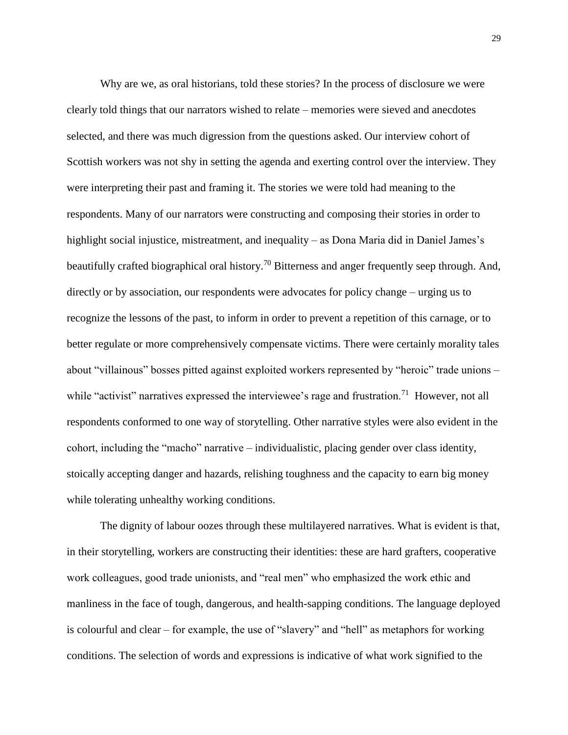Why are we, as oral historians, told these stories? In the process of disclosure we were clearly told things that our narrators wished to relate – memories were sieved and anecdotes selected, and there was much digression from the questions asked. Our interview cohort of Scottish workers was not shy in setting the agenda and exerting control over the interview. They were interpreting their past and framing it. The stories we were told had meaning to the respondents. Many of our narrators were constructing and composing their stories in order to highlight social injustice, mistreatment, and inequality – as Dona Maria did in Daniel James's beautifully crafted biographical oral history.[70] Bitterness and anger frequently seep through. And, directly or by association, our respondents were advocates for policy change – urging us to recognize the lessons of the past, to inform in order to prevent a repetition of this carnage, or to better regulate or more comprehensively compensate victims. There were certainly morality tales about "villainous" bosses pitted against exploited workers represented by "heroic" trade unions – while "activist" narratives expressed the interviewee's rage and frustration.[71] However, not all respondents conformed to one way of storytelling. Other narrative styles were also evident in the cohort, including the "macho" narrative – individualistic, placing gender over class identity, stoically accepting danger and hazards, relishing toughness and the capacity to earn big money while tolerating unhealthy working conditions.

The dignity of labour oozes through these multilayered narratives. What is evident is that, in their storytelling, workers are constructing their identities: these are hard grafters, cooperative work colleagues, good trade unionists, and "real men" who emphasized the work ethic and manliness in the face of tough, dangerous, and health-sapping conditions. The language deployed is colourful and clear – for example, the use of "slavery" and "hell" as metaphors for working conditions. The selection of words and expressions is indicative of what work signified to the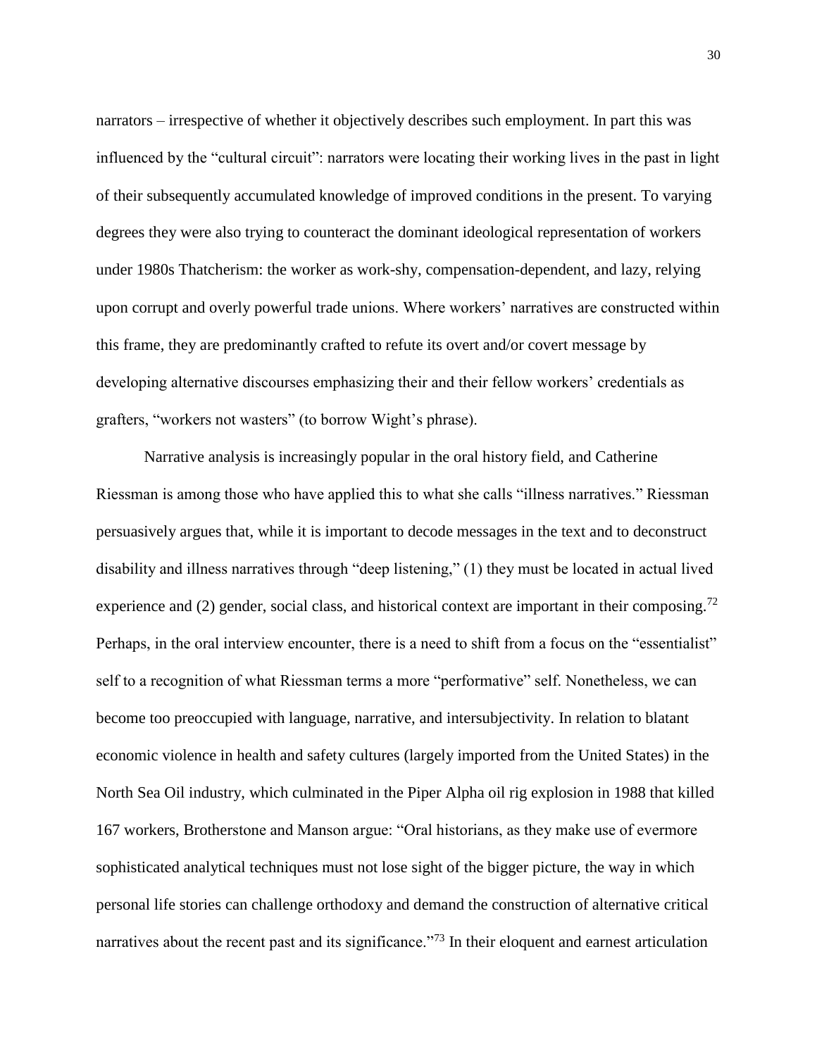narrators – irrespective of whether it objectively describes such employment. In part this was influenced by the "cultural circuit": narrators were locating their working lives in the past in light of their subsequently accumulated knowledge of improved conditions in the present. To varying degrees they were also trying to counteract the dominant ideological representation of workers under 1980s Thatcherism: the worker as work-shy, compensation-dependent, and lazy, relying upon corrupt and overly powerful trade unions. Where workers' narratives are constructed within this frame, they are predominantly crafted to refute its overt and/or covert message by developing alternative discourses emphasizing their and their fellow workers' credentials as grafters, "workers not wasters" (to borrow Wight's phrase).

Narrative analysis is increasingly popular in the oral history field, and Catherine Riessman is among those who have applied this to what she calls "illness narratives." Riessman persuasively argues that, while it is important to decode messages in the text and to deconstruct disability and illness narratives through "deep listening," (1) they must be located in actual lived experience and (2) gender, social class, and historical context are important in their composing.[72] Perhaps, in the oral interview encounter, there is a need to shift from a focus on the "essentialist" self to a recognition of what Riessman terms a more "performative" self. Nonetheless, we can become too preoccupied with language, narrative, and intersubjectivity. In relation to blatant economic violence in health and safety cultures (largely imported from the United States) in the North Sea Oil industry, which culminated in the Piper Alpha oil rig explosion in 1988 that killed 167 workers, Brotherstone and Manson argue: "Oral historians, as they make use of evermore sophisticated analytical techniques must not lose sight of the bigger picture, the way in which personal life stories can challenge orthodoxy and demand the construction of alternative critical narratives about the recent past and its significance."[73] In their eloquent and earnest articulation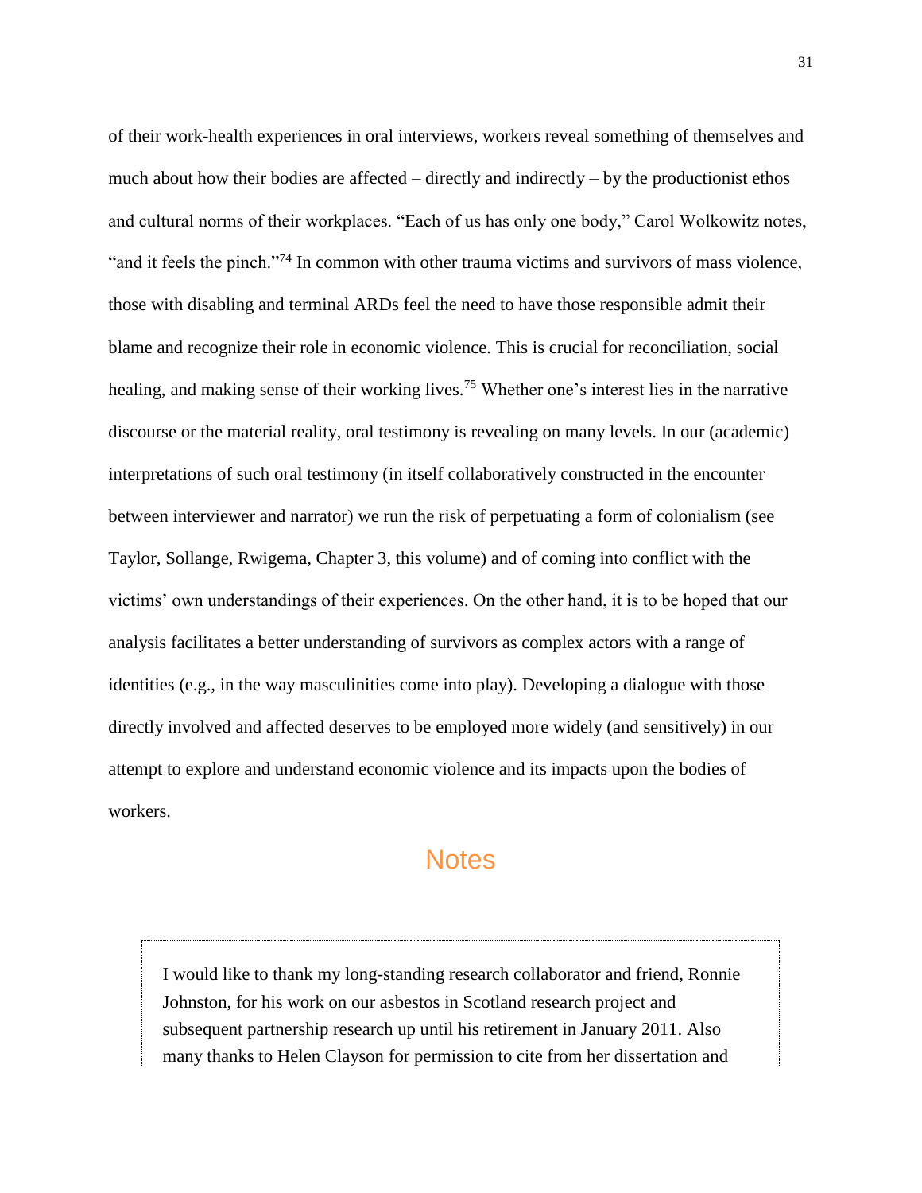of their work-health experiences in oral interviews, workers reveal something of themselves and much about how their bodies are affected – directly and indirectly – by the productionist ethos and cultural norms of their workplaces. "Each of us has only one body," Carol Wolkowitz notes, "and it feels the pinch."[74] In common with other trauma victims and survivors of mass violence, those with disabling and terminal ARDs feel the need to have those responsible admit their blame and recognize their role in economic violence. This is crucial for reconciliation, social healing, and making sense of their working lives.[75] Whether one's interest lies in the narrative discourse or the material reality, oral testimony is revealing on many levels. In our (academic) interpretations of such oral testimony (in itself collaboratively constructed in the encounter between interviewer and narrator) we run the risk of perpetuating a form of colonialism (see Taylor, Sollange, Rwigema, Chapter 3, this volume) and of coming into conflict with the victims' own understandings of their experiences. On the other hand, it is to be hoped that our analysis facilitates a better understanding of survivors as complex actors with a range of identities (e.g., in the way masculinities come into play). Developing a dialogue with those directly involved and affected deserves to be employed more widely (and sensitively) in our attempt to explore and understand economic violence and its impacts upon the bodies of workers.

## Notes

I would like to thank my long-standing research collaborator and friend, Ronnie Johnston, for his work on our asbestos in Scotland research project and subsequent partnership research up until his retirement in January 2011. Also many thanks to Helen Clayson for permission to cite from her dissertation and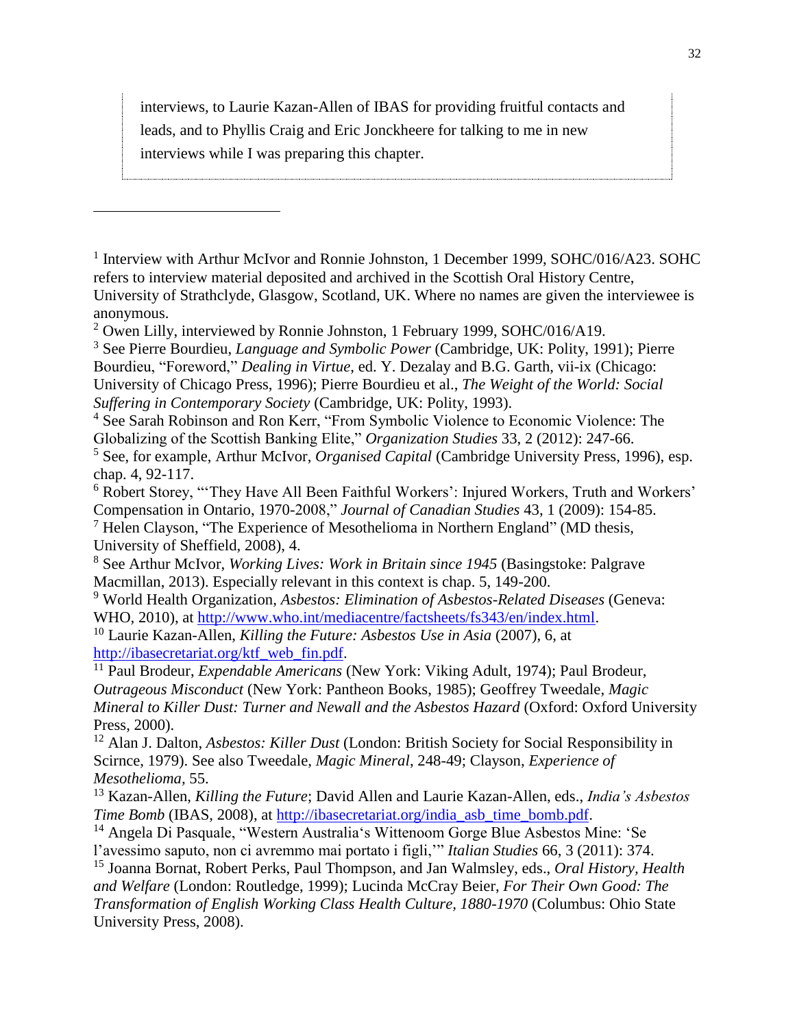interviews, to Laurie Kazan-Allen of IBAS for providing fruitful contacts and leads, and to Phyllis Craig and Eric Jonckheere for talking to me in new interviews while I was preparing this chapter.

---

[1] Interview with Arthur McIvor and Ronnie Johnston, 1 December 1999, SOHC/016/A23. SOHC refers to interview material deposited and archived in the Scottish Oral History Centre, University of Strathclyde, Glasgow, Scotland, UK. Where no names are given the interviewee is anonymous.

[2] Owen Lilly, interviewed by Ronnie Johnston, 1 February 1999, SOHC/016/A19.

[3] See Pierre Bourdieu, *Language and Symbolic Power* (Cambridge, UK: Polity, 1991); Pierre Bourdieu, "Foreword," *Dealing in Virtue*, ed. Y. Dezalay and B.G. Garth, vii-ix (Chicago: University of Chicago Press, 1996); Pierre Bourdieu et al., *The Weight of the World: Social Suffering in Contemporary Society* (Cambridge, UK: Polity, 1993).

[4] See Sarah Robinson and Ron Kerr, "From Symbolic Violence to Economic Violence: The Globalizing of the Scottish Banking Elite," *Organization Studies* 33, 2 (2012): 247-66.

[5] See, for example, Arthur McIvor, *Organised Capital* (Cambridge University Press, 1996), esp. chap. 4, 92-117.

[6] Robert Storey, "'They Have All Been Faithful Workers': Injured Workers, Truth and Workers' Compensation in Ontario, 1970-2008," *Journal of Canadian Studies* 43, 1 (2009): 154-85.

[7] Helen Clayson, "The Experience of Mesothelioma in Northern England" (MD thesis, University of Sheffield, 2008), 4.

[8] See Arthur McIvor, *Working Lives: Work in Britain since 1945* (Basingstoke: Palgrave Macmillan, 2013). Especially relevant in this context is chap. 5, 149-200.

[9] World Health Organization, *Asbestos: Elimination of Asbestos-Related Diseases* (Geneva: WHO, 2010), at http://www.who.int/mediacentre/factsheets/fs343/en/index.html.

[10] Laurie Kazan-Allen, *Killing the Future: Asbestos Use in Asia* (2007), 6, at http://ibasecretariat.org/ktf_web_fin.pdf.

[11] Paul Brodeur, *Expendable Americans* (New York: Viking Adult, 1974); Paul Brodeur, *Outrageous Misconduct* (New York: Pantheon Books, 1985); Geoffrey Tweedale, *Magic Mineral to Killer Dust: Turner and Newall and the Asbestos Hazard* (Oxford: Oxford University Press, 2000).

[12] Alan J. Dalton, *Asbestos: Killer Dust* (London: British Society for Social Responsibility in Scirnce, 1979). See also Tweedale, *Magic Mineral*, 248-49; Clayson, *Experience of Mesothelioma*, 55.

[13] Kazan-Allen, *Killing the Future*; David Allen and Laurie Kazan-Allen, eds., *India's Asbestos Time Bomb* (IBAS, 2008), at http://ibasecretariat.org/india_asb_time_bomb.pdf.

[14] Angela Di Pasquale, "Western Australia's Wittenoom Gorge Blue Asbestos Mine: 'Se l'avessimo saputo, non ci avremmo mai portato i figli,'" *Italian Studies* 66, 3 (2011): 374.

[15] Joanna Bornat, Robert Perks, Paul Thompson, and Jan Walmsley, eds., *Oral History, Health and Welfare* (London: Routledge, 1999); Lucinda McCray Beier, *For Their Own Good: The Transformation of English Working Class Health Culture, 1880-1970* (Columbus: Ohio State University Press, 2008).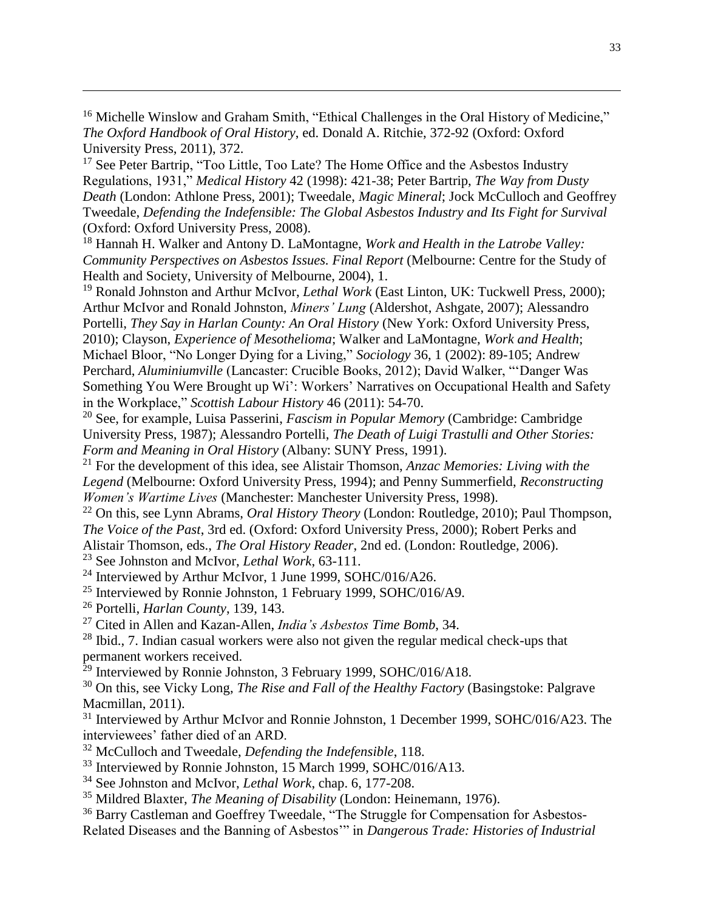[16] Michelle Winslow and Graham Smith, "Ethical Challenges in the Oral History of Medicine," *The Oxford Handbook of Oral History*, ed. Donald A. Ritchie, 372-92 (Oxford: Oxford University Press, 2011), 372.

[17] See Peter Bartrip, "Too Little, Too Late? The Home Office and the Asbestos Industry Regulations, 1931," *Medical History* 42 (1998): 421-38; Peter Bartrip, *The Way from Dusty Death* (London: Athlone Press, 2001); Tweedale, *Magic Mineral*; Jock McCulloch and Geoffrey Tweedale, *Defending the Indefensible: The Global Asbestos Industry and Its Fight for Survival* (Oxford: Oxford University Press, 2008).

[18] Hannah H. Walker and Antony D. LaMontagne, *Work and Health in the Latrobe Valley: Community Perspectives on Asbestos Issues. Final Report* (Melbourne: Centre for the Study of Health and Society, University of Melbourne, 2004), 1.

[19] Ronald Johnston and Arthur McIvor, *Lethal Work* (East Linton, UK: Tuckwell Press, 2000); Arthur McIvor and Ronald Johnston, *Miners' Lung* (Aldershot, Ashgate, 2007); Alessandro Portelli, *They Say in Harlan County: An Oral History* (New York: Oxford University Press, 2010); Clayson, *Experience of Mesothelioma*; Walker and LaMontagne, *Work and Health*; Michael Bloor, "No Longer Dying for a Living," *Sociology* 36, 1 (2002): 89-105; Andrew Perchard, *Aluminiumville* (Lancaster: Crucible Books, 2012); David Walker, "'Danger Was Something You Were Brought up Wi': Workers' Narratives on Occupational Health and Safety in the Workplace," *Scottish Labour History* 46 (2011): 54-70.

[20] See, for example, Luisa Passerini, *Fascism in Popular Memory* (Cambridge: Cambridge University Press, 1987); Alessandro Portelli, *The Death of Luigi Trastulli and Other Stories: Form and Meaning in Oral History* (Albany: SUNY Press, 1991).

[21] For the development of this idea, see Alistair Thomson, *Anzac Memories: Living with the Legend* (Melbourne: Oxford University Press, 1994); and Penny Summerfield, *Reconstructing Women's Wartime Lives* (Manchester: Manchester University Press, 1998).

[22] On this, see Lynn Abrams, *Oral History Theory* (London: Routledge, 2010); Paul Thompson, *The Voice of the Past*, 3rd ed. (Oxford: Oxford University Press, 2000); Robert Perks and Alistair Thomson, eds., *The Oral History Reader*, 2nd ed. (London: Routledge, 2006).

[23] See Johnston and McIvor, *Lethal Work*, 63-111.

[24] Interviewed by Arthur McIvor, 1 June 1999, SOHC/016/A26.

[25] Interviewed by Ronnie Johnston, 1 February 1999, SOHC/016/A9.

[26] Portelli, *Harlan County*, 139, 143.

[27] Cited in Allen and Kazan-Allen, *India's Asbestos Time Bomb*, 34.

[28] Ibid., 7. Indian casual workers were also not given the regular medical check-ups that permanent workers received.

[29] Interviewed by Ronnie Johnston, 3 February 1999, SOHC/016/A18.

[30] On this, see Vicky Long, *The Rise and Fall of the Healthy Factory* (Basingstoke: Palgrave Macmillan, 2011).

[31] Interviewed by Arthur McIvor and Ronnie Johnston, 1 December 1999, SOHC/016/A23. The interviewees' father died of an ARD.

[32] McCulloch and Tweedale, *Defending the Indefensible*, 118.

[33] Interviewed by Ronnie Johnston, 15 March 1999, SOHC/016/A13.

[34] See Johnston and McIvor, *Lethal Work*, chap. 6, 177-208.

[35] Mildred Blaxter, *The Meaning of Disability* (London: Heinemann, 1976).

[36] Barry Castleman and Goeffrey Tweedale, "The Struggle for Compensation for Asbestos-Related Diseases and the Banning of Asbestos'" in *Dangerous Trade: Histories of Industrial*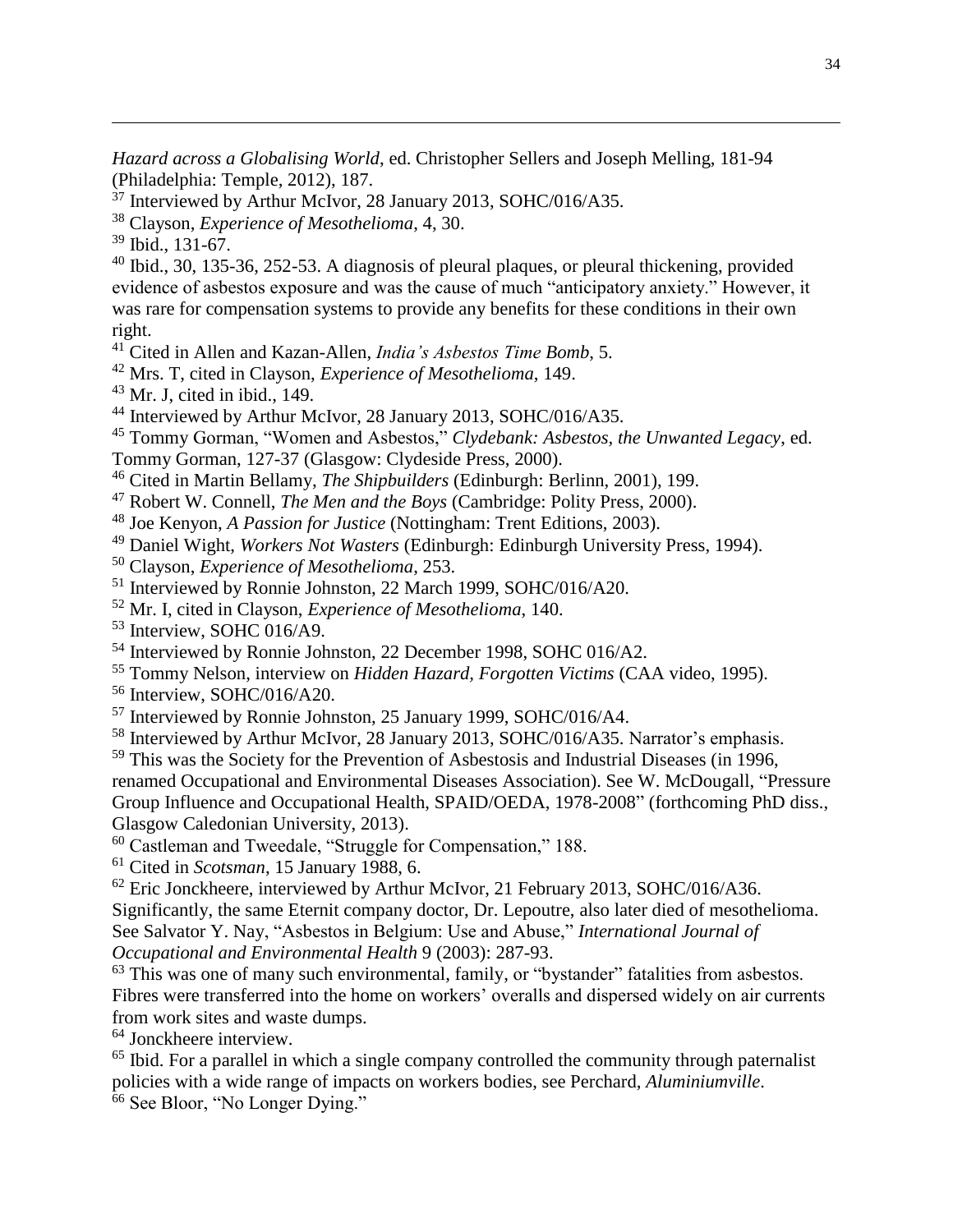*Hazard across a Globalising World*, ed. Christopher Sellers and Joseph Melling, 181-94 (Philadelphia: Temple, 2012), 187.

[37] Interviewed by Arthur McIvor, 28 January 2013, SOHC/016/A35.

[38] Clayson, *Experience of Mesothelioma*, 4, 30.

[39] Ibid., 131-67.

[40] Ibid., 30, 135-36, 252-53. A diagnosis of pleural plaques, or pleural thickening, provided evidence of asbestos exposure and was the cause of much "anticipatory anxiety." However, it was rare for compensation systems to provide any benefits for these conditions in their own right.

[41] Cited in Allen and Kazan-Allen, *India's Asbestos Time Bomb*, 5.

[42] Mrs. T, cited in Clayson, *Experience of Mesothelioma*, 149.

[43] Mr. J, cited in ibid., 149.

[44] Interviewed by Arthur McIvor, 28 January 2013, SOHC/016/A35.

[45] Tommy Gorman, "Women and Asbestos," *Clydebank: Asbestos, the Unwanted Legacy*, ed. Tommy Gorman, 127-37 (Glasgow: Clydeside Press, 2000).

[46] Cited in Martin Bellamy, *The Shipbuilders* (Edinburgh: Berlinn, 2001), 199.

[47] Robert W. Connell, *The Men and the Boys* (Cambridge: Polity Press, 2000).

[48] Joe Kenyon, *A Passion for Justice* (Nottingham: Trent Editions, 2003).

[49] Daniel Wight, *Workers Not Wasters* (Edinburgh: Edinburgh University Press, 1994).

[50] Clayson, *Experience of Mesothelioma*, 253.

[51] Interviewed by Ronnie Johnston, 22 March 1999, SOHC/016/A20.

[52] Mr. I, cited in Clayson, *Experience of Mesothelioma*, 140.

[53] Interview, SOHC 016/A9.

[54] Interviewed by Ronnie Johnston, 22 December 1998, SOHC 016/A2.

[55] Tommy Nelson, interview on *Hidden Hazard, Forgotten Victims* (CAA video, 1995).

[56] Interview, SOHC/016/A20.

[57] Interviewed by Ronnie Johnston, 25 January 1999, SOHC/016/A4.

[58] Interviewed by Arthur McIvor, 28 January 2013, SOHC/016/A35. Narrator's emphasis.

[59] This was the Society for the Prevention of Asbestosis and Industrial Diseases (in 1996, renamed Occupational and Environmental Diseases Association). See W. McDougall, "Pressure Group Influence and Occupational Health, SPAID/OEDA, 1978-2008" (forthcoming PhD diss., Glasgow Caledonian University, 2013).

[60] Castleman and Tweedale, "Struggle for Compensation," 188.

[61] Cited in *Scotsman*, 15 January 1988, 6.

[62] Eric Jonckheere, interviewed by Arthur McIvor, 21 February 2013, SOHC/016/A36. Significantly, the same Eternit company doctor, Dr. Lepoutre, also later died of mesothelioma. See Salvator Y. Nay, "Asbestos in Belgium: Use and Abuse," *International Journal of Occupational and Environmental Health* 9 (2003): 287-93.

[63] This was one of many such environmental, family, or "bystander" fatalities from asbestos. Fibres were transferred into the home on workers' overalls and dispersed widely on air currents from work sites and waste dumps.

[64] Jonckheere interview.

[65] Ibid. For a parallel in which a single company controlled the community through paternalist policies with a wide range of impacts on workers bodies, see Perchard, *Aluminiumville*.

[66] See Bloor, "No Longer Dying."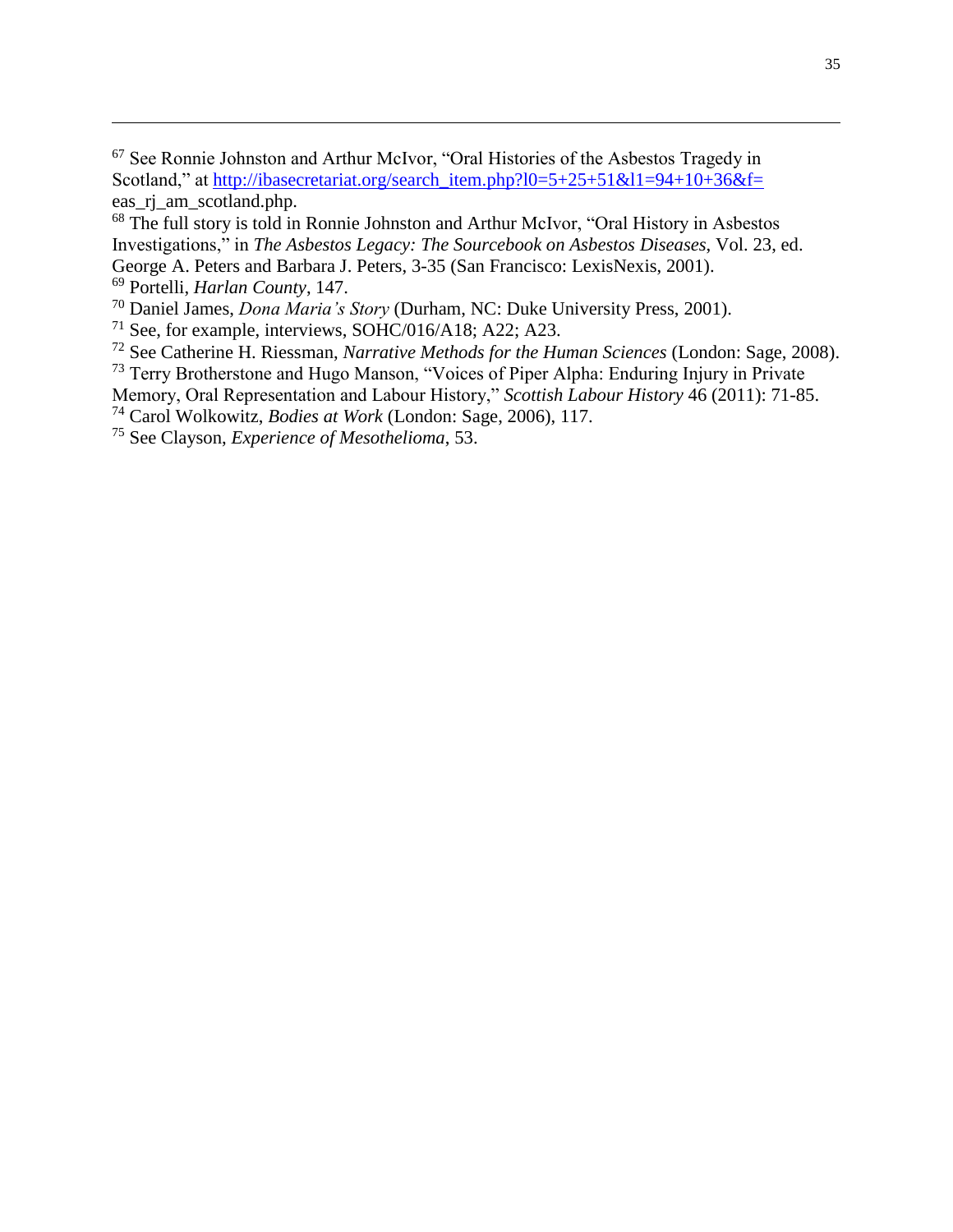[67] See Ronnie Johnston and Arthur McIvor, "Oral Histories of the Asbestos Tragedy in Scotland," at http://ibasecretariat.org/search_item.php?l0=5+25+51&l1=94+10+36&f=eas_rj_am_scotland.php.

[68] The full story is told in Ronnie Johnston and Arthur McIvor, "Oral History in Asbestos Investigations," in *The Asbestos Legacy: The Sourcebook on Asbestos Diseases*, Vol. 23, ed. George A. Peters and Barbara J. Peters, 3-35 (San Francisco: LexisNexis, 2001).

[69] Portelli, *Harlan County*, 147.

[70] Daniel James, *Dona Maria's Story* (Durham, NC: Duke University Press, 2001).

[71] See, for example, interviews, SOHC/016/A18; A22; A23.

[72] See Catherine H. Riessman, *Narrative Methods for the Human Sciences* (London: Sage, 2008).

[73] Terry Brotherstone and Hugo Manson, "Voices of Piper Alpha: Enduring Injury in Private Memory, Oral Representation and Labour History," *Scottish Labour History* 46 (2011): 71-85.

[74] Carol Wolkowitz, *Bodies at Work* (London: Sage, 2006), 117.

[75] See Clayson, *Experience of Mesothelioma*, 53.